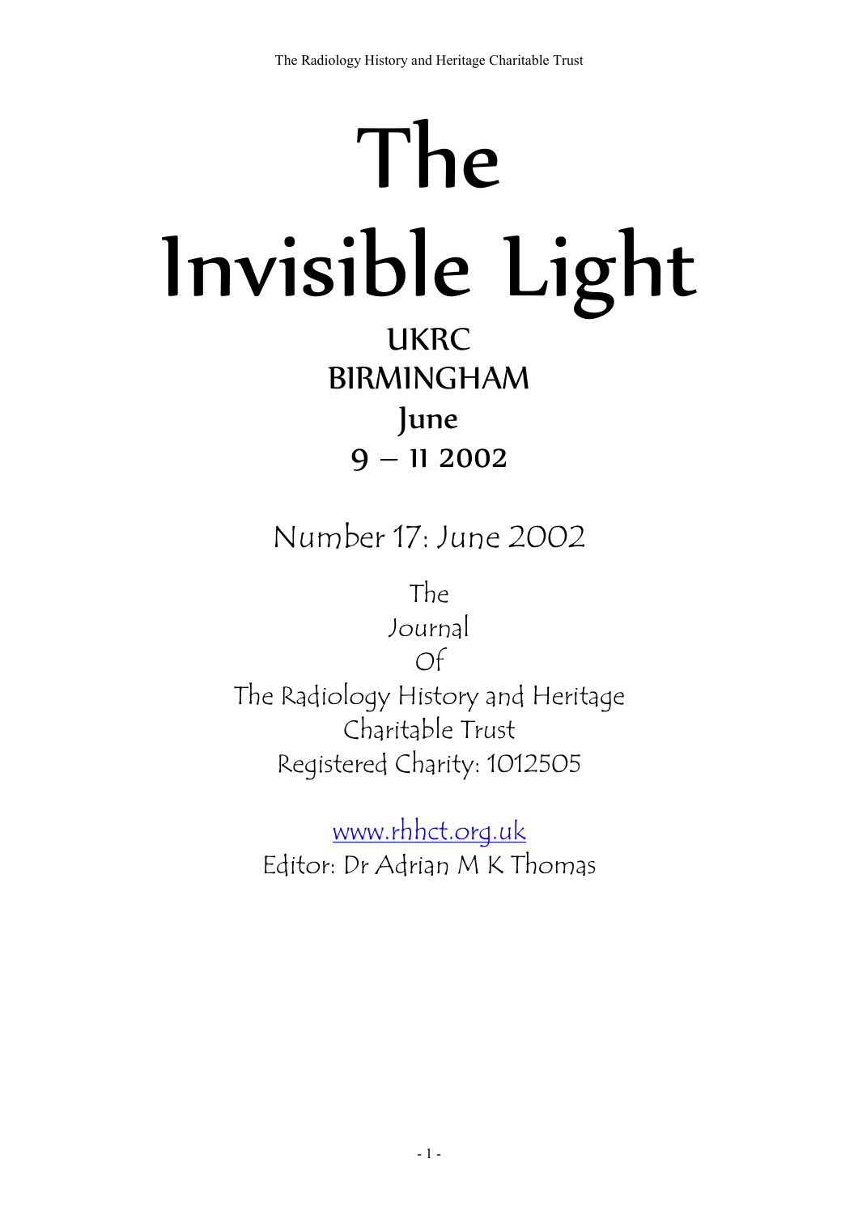# The Invisible Light

## UKRC
## BIRMINGHAM
## June
## 9 – 11 2002

Number 17: June 2002

The
Journal
Of
The Radiology History and Heritage
Charitable Trust
Registered Charity: 1012505

www.rhhct.org.uk
Editor: Dr Adrian M K Thomas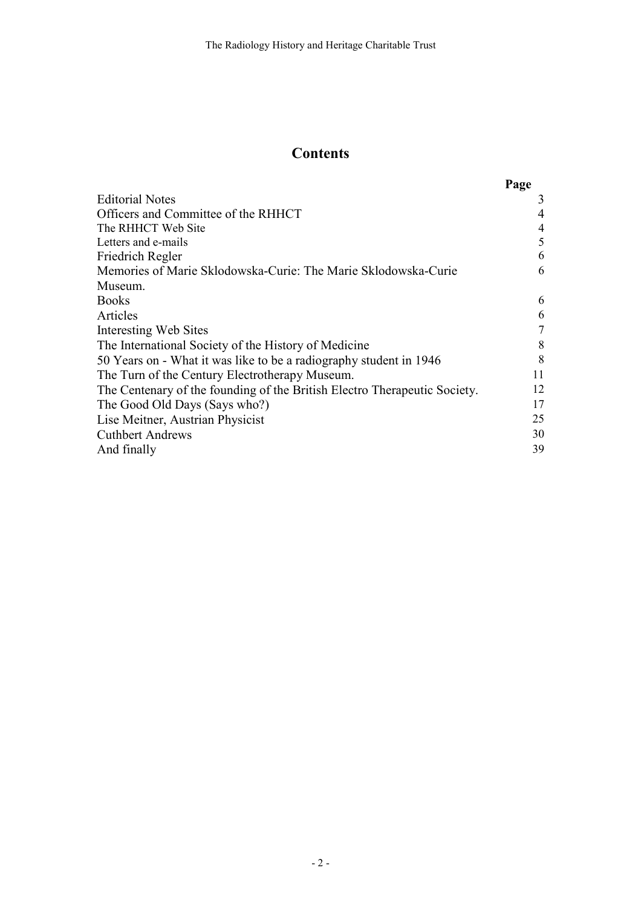# Contents

| | Page |
|---|---|
| Editorial Notes | 3 |
| Officers and Committee of the RHHCT | 4 |
| The RHHCT Web Site | 4 |
| Letters and e-mails | 5 |
| Friedrich Regler | 6 |
| Memories of Marie Sklodowska-Curie: The Marie Sklodowska-Curie Museum. | 6 |
| Books | 6 |
| Articles | 6 |
| Interesting Web Sites | 7 |
| The International Society of the History of Medicine | 8 |
| 50 Years on - What it was like to be a radiography student in 1946 | 8 |
| The Turn of the Century Electrotherapy Museum. | 11 |
| The Centenary of the founding of the British Electro Therapeutic Society. | 12 |
| The Good Old Days (Says who?) | 17 |
| Lise Meitner, Austrian Physicist | 25 |
| Cuthbert Andrews | 30 |
| And finally | 39 |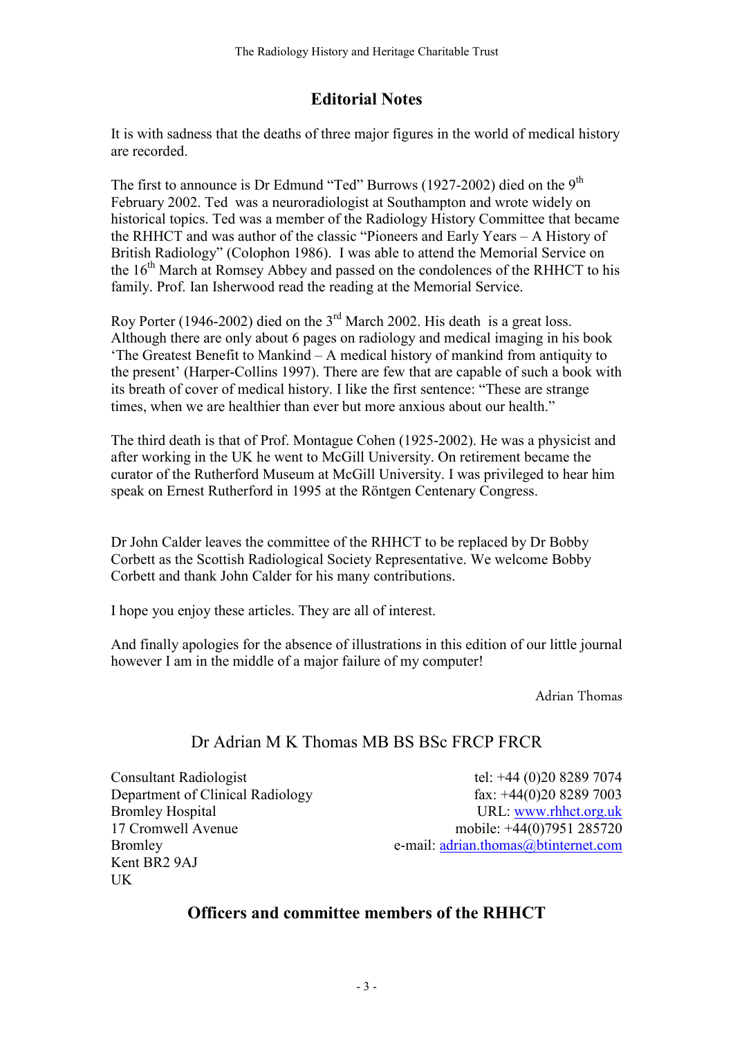## Editorial Notes

It is with sadness that the deaths of three major figures in the world of medical history are recorded.

The first to announce is Dr Edmund "Ted" Burrows (1927-2002) died on the 9th February 2002. Ted was a neuroradiologist at Southampton and wrote widely on historical topics. Ted was a member of the Radiology History Committee that became the RHHCT and was author of the classic "Pioneers and Early Years – A History of British Radiology" (Colophon 1986). I was able to attend the Memorial Service on the 16th March at Romsey Abbey and passed on the condolences of the RHHCT to his family. Prof. Ian Isherwood read the reading at the Memorial Service.

Roy Porter (1946-2002) died on the 3rd March 2002. His death is a great loss. Although there are only about 6 pages on radiology and medical imaging in his book 'The Greatest Benefit to Mankind – A medical history of mankind from antiquity to the present' (Harper-Collins 1997). There are few that are capable of such a book with its breath of cover of medical history. I like the first sentence: "These are strange times, when we are healthier than ever but more anxious about our health."

The third death is that of Prof. Montague Cohen (1925-2002). He was a physicist and after working in the UK he went to McGill University. On retirement became the curator of the Rutherford Museum at McGill University. I was privileged to hear him speak on Ernest Rutherford in 1995 at the Röntgen Centenary Congress.

Dr John Calder leaves the committee of the RHHCT to be replaced by Dr Bobby Corbett as the Scottish Radiological Society Representative. We welcome Bobby Corbett and thank John Calder for his many contributions.

I hope you enjoy these articles. They are all of interest.

And finally apologies for the absence of illustrations in this edition of our little journal however I am in the middle of a major failure of my computer!

Adrian Thomas

### Dr Adrian M K Thomas MB BS BSc FRCP FRCR

Consultant Radiologist
Department of Clinical Radiology
Bromley Hospital
17 Cromwell Avenue
Bromley
Kent BR2 9AJ
UK

tel: +44 (0)20 8289 7074
fax: +44(0)20 8289 7003
URL: www.rhhct.org.uk
mobile: +44(0)7951 285720
e-mail: adrian.thomas@btinternet.com

## Officers and committee members of the RHHCT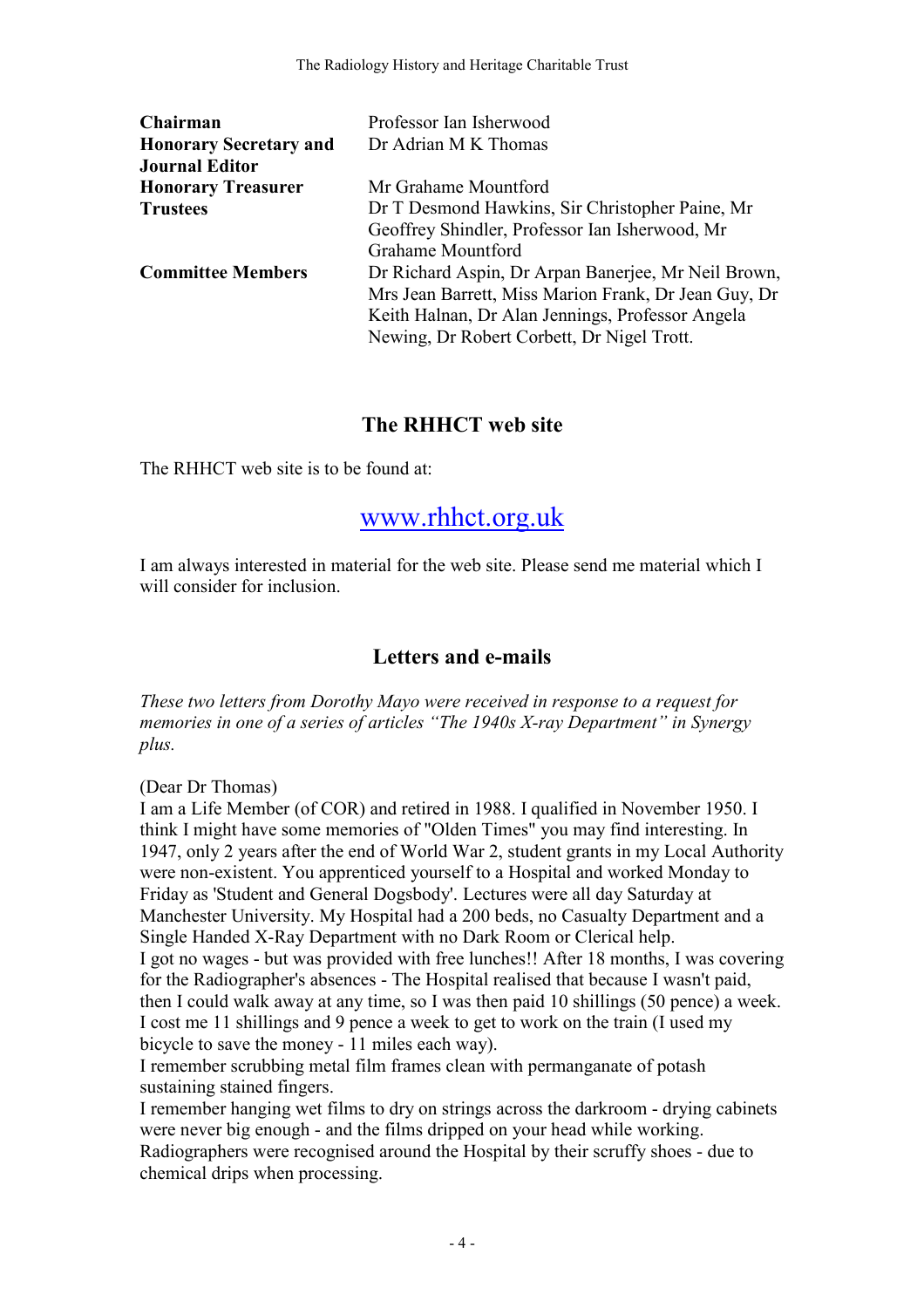| | |
|---|---|
| **Chairman** | Professor Ian Isherwood |
| **Honorary Secretary and Journal Editor** | Dr Adrian M K Thomas |
| **Honorary Treasurer** | Mr Grahame Mountford |
| **Trustees** | Dr T Desmond Hawkins, Sir Christopher Paine, Mr Geoffrey Shindler, Professor Ian Isherwood, Mr Grahame Mountford |
| **Committee Members** | Dr Richard Aspin, Dr Arpan Banerjee, Mr Neil Brown, Mrs Jean Barrett, Miss Marion Frank, Dr Jean Guy, Dr Keith Halnan, Dr Alan Jennings, Professor Angela Newing, Dr Robert Corbett, Dr Nigel Trott. |

## The RHHCT web site

The RHHCT web site is to be found at:

www.rhhct.org.uk

I am always interested in material for the web site. Please send me material which I will consider for inclusion.

## Letters and e-mails

*These two letters from Dorothy Mayo were received in response to a request for memories in one of a series of articles "The 1940s X-ray Department" in Synergy plus.*

(Dear Dr Thomas)
I am a Life Member (of COR) and retired in 1988. I qualified in November 1950. I think I might have some memories of "Olden Times" you may find interesting. In 1947, only 2 years after the end of World War 2, student grants in my Local Authority were non-existent. You apprenticed yourself to a Hospital and worked Monday to Friday as 'Student and General Dogsbody'. Lectures were all day Saturday at Manchester University. My Hospital had a 200 beds, no Casualty Department and a Single Handed X-Ray Department with no Dark Room or Clerical help.
I got no wages - but was provided with free lunches!! After 18 months, I was covering for the Radiographer's absences - The Hospital realised that because I wasn't paid, then I could walk away at any time, so I was then paid 10 shillings (50 pence) a week. I cost me 11 shillings and 9 pence a week to get to work on the train (I used my bicycle to save the money - 11 miles each way).
I remember scrubbing metal film frames clean with permanganate of potash sustaining stained fingers.
I remember hanging wet films to dry on strings across the darkroom - drying cabinets were never big enough - and the films dripped on your head while working.
Radiographers were recognised around the Hospital by their scruffy shoes - due to chemical drips when processing.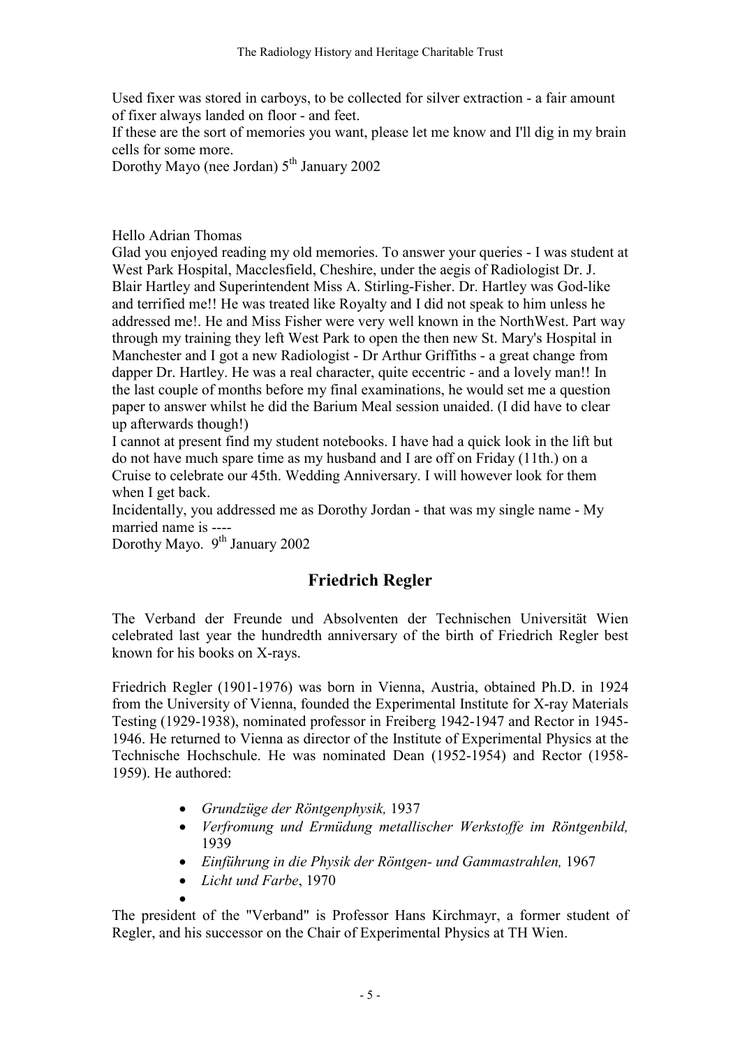Used fixer was stored in carboys, to be collected for silver extraction - a fair amount of fixer always landed on floor - and feet.
If these are the sort of memories you want, please let me know and I'll dig in my brain cells for some more.
Dorothy Mayo (nee Jordan) 5th January 2002

Hello Adrian Thomas
Glad you enjoyed reading my old memories. To answer your queries - I was student at West Park Hospital, Macclesfield, Cheshire, under the aegis of Radiologist Dr. J. Blair Hartley and Superintendent Miss A. Stirling-Fisher. Dr. Hartley was God-like and terrified me!! He was treated like Royalty and I did not speak to him unless he addressed me!. He and Miss Fisher were very well known in the NorthWest. Part way through my training they left West Park to open the then new St. Mary's Hospital in Manchester and I got a new Radiologist - Dr Arthur Griffiths - a great change from dapper Dr. Hartley. He was a real character, quite eccentric - and a lovely man!! In the last couple of months before my final examinations, he would set me a question paper to answer whilst he did the Barium Meal session unaided. (I did have to clear up afterwards though!)
I cannot at present find my student notebooks. I have had a quick look in the lift but do not have much spare time as my husband and I are off on Friday (11th.) on a Cruise to celebrate our 45th. Wedding Anniversary. I will however look for them when I get back.
Incidentally, you addressed me as Dorothy Jordan - that was my single name - My married name is ----
Dorothy Mayo. 9th January 2002

## Friedrich Regler

The Verband der Freunde und Absolventen der Technischen Universität Wien celebrated last year the hundredth anniversary of the birth of Friedrich Regler best known for his books on X-rays.

Friedrich Regler (1901-1976) was born in Vienna, Austria, obtained Ph.D. in 1924 from the University of Vienna, founded the Experimental Institute for X-ray Materials Testing (1929-1938), nominated professor in Freiberg 1942-1947 and Rector in 1945-1946. He returned to Vienna as director of the Institute of Experimental Physics at the Technische Hochschule. He was nominated Dean (1952-1954) and Rector (1958-1959). He authored:

- *Grundzüge der Röntgenphysik,* 1937
- *Verfromung und Ermüdung metallischer Werkstoffe im Röntgenbild,* 1939
- *Einführung in die Physik der Röntgen- und Gammastrahlen,* 1967
- *Licht und Farbe*, 1970

The president of the "Verband" is Professor Hans Kirchmayr, a former student of Regler, and his successor on the Chair of Experimental Physics at TH Wien.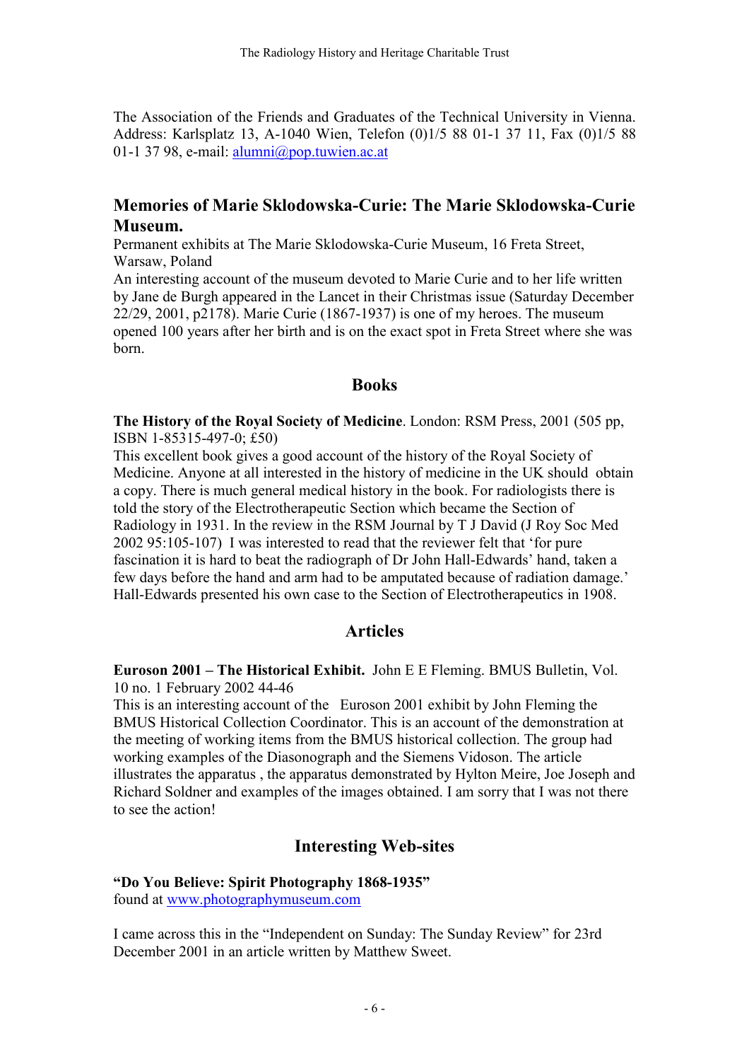The Association of the Friends and Graduates of the Technical University in Vienna. Address: Karlsplatz 13, A-1040 Wien, Telefon (0)1/5 88 01-1 37 11, Fax (0)1/5 88 01-1 37 98, e-mail: alumni@pop.tuwien.ac.at

## Memories of Marie Sklodowska-Curie: The Marie Sklodowska-Curie Museum.

Permanent exhibits at The Marie Sklodowska-Curie Museum, 16 Freta Street, Warsaw, Poland

An interesting account of the museum devoted to Marie Curie and to her life written by Jane de Burgh appeared in the Lancet in their Christmas issue (Saturday December 22/29, 2001, p2178). Marie Curie (1867-1937) is one of my heroes. The museum opened 100 years after her birth and is on the exact spot in Freta Street where she was born.

## Books

**The History of the Royal Society of Medicine**. London: RSM Press, 2001 (505 pp, ISBN 1-85315-497-0; £50)

This excellent book gives a good account of the history of the Royal Society of Medicine. Anyone at all interested in the history of medicine in the UK should obtain a copy. There is much general medical history in the book. For radiologists there is told the story of the Electrotherapeutic Section which became the Section of Radiology in 1931. In the review in the RSM Journal by T J David (J Roy Soc Med 2002 95:105-107) I was interested to read that the reviewer felt that 'for pure fascination it is hard to beat the radiograph of Dr John Hall-Edwards' hand, taken a few days before the hand and arm had to be amputated because of radiation damage.' Hall-Edwards presented his own case to the Section of Electrotherapeutics in 1908.

## Articles

**Euroson 2001 – The Historical Exhibit.** John E E Fleming. BMUS Bulletin, Vol. 10 no. 1 February 2002 44-46

This is an interesting account of the Euroson 2001 exhibit by John Fleming the BMUS Historical Collection Coordinator. This is an account of the demonstration at the meeting of working items from the BMUS historical collection. The group had working examples of the Diasonograph and the Siemens Vidoson. The article illustrates the apparatus , the apparatus demonstrated by Hylton Meire, Joe Joseph and Richard Soldner and examples of the images obtained. I am sorry that I was not there to see the action!

## Interesting Web-sites

**"Do You Believe: Spirit Photography 1868-1935"**
found at www.photographymuseum.com

I came across this in the "Independent on Sunday: The Sunday Review" for 23rd December 2001 in an article written by Matthew Sweet.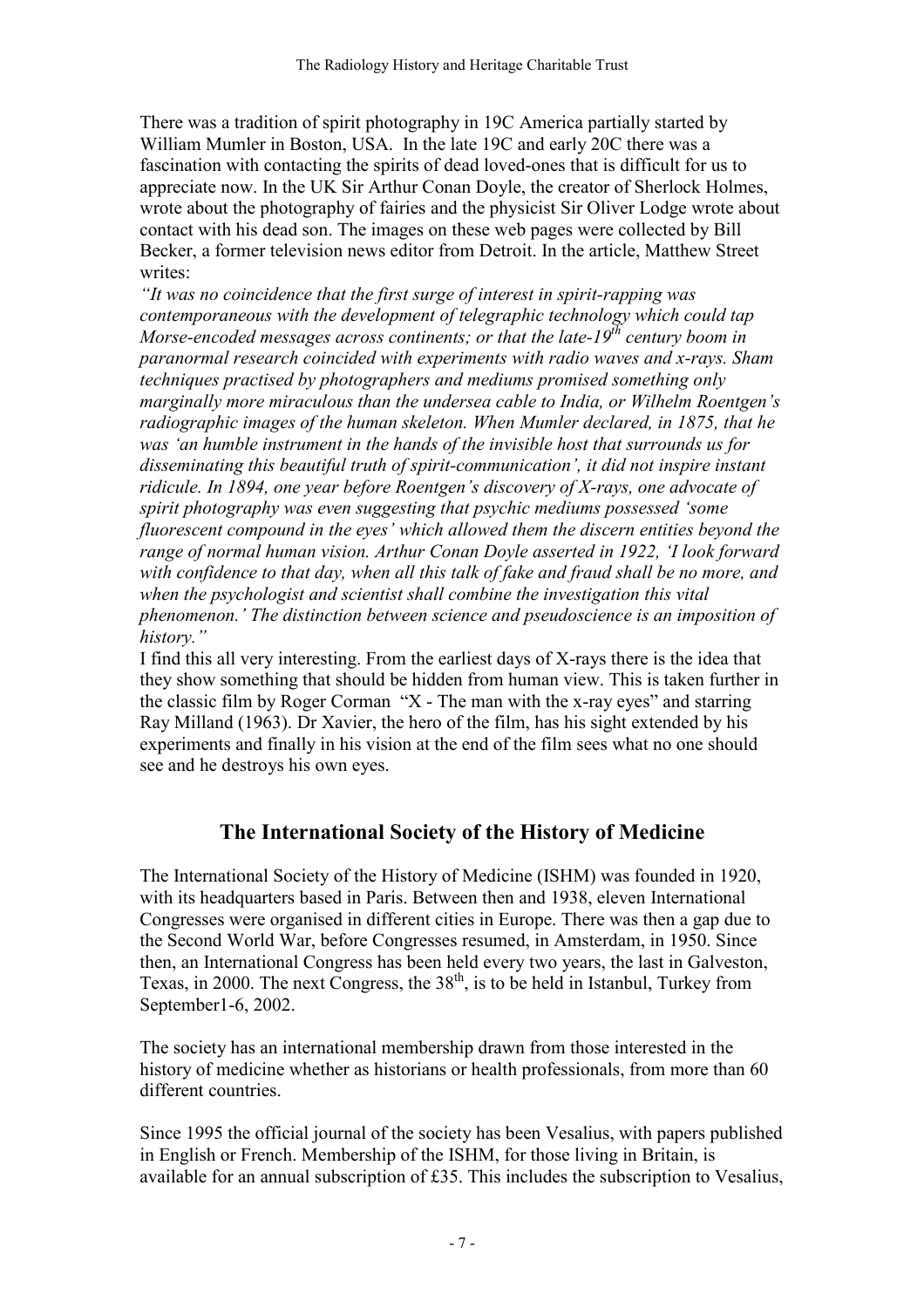There was a tradition of spirit photography in 19C America partially started by William Mumler in Boston, USA. In the late 19C and early 20C there was a fascination with contacting the spirits of dead loved-ones that is difficult for us to appreciate now. In the UK Sir Arthur Conan Doyle, the creator of Sherlock Holmes, wrote about the photography of fairies and the physicist Sir Oliver Lodge wrote about contact with his dead son. The images on these web pages were collected by Bill Becker, a former television news editor from Detroit. In the article, Matthew Street writes:

*"It was no coincidence that the first surge of interest in spirit-rapping was contemporaneous with the development of telegraphic technology which could tap Morse-encoded messages across continents; or that the late-19th century boom in paranormal research coincided with experiments with radio waves and x-rays. Sham techniques practised by photographers and mediums promised something only marginally more miraculous than the undersea cable to India, or Wilhelm Roentgen's radiographic images of the human skeleton. When Mumler declared, in 1875, that he was 'an humble instrument in the hands of the invisible host that surrounds us for disseminating this beautiful truth of spirit-communication', it did not inspire instant ridicule. In 1894, one year before Roentgen's discovery of X-rays, one advocate of spirit photography was even suggesting that psychic mediums possessed 'some fluorescent compound in the eyes' which allowed them the discern entities beyond the range of normal human vision. Arthur Conan Doyle asserted in 1922, 'I look forward with confidence to that day, when all this talk of fake and fraud shall be no more, and when the psychologist and scientist shall combine the investigation this vital phenomenon.' The distinction between science and pseudoscience is an imposition of history."*

I find this all very interesting. From the earliest days of X-rays there is the idea that they show something that should be hidden from human view. This is taken further in the classic film by Roger Corman "X - The man with the x-ray eyes" and starring Ray Milland (1963). Dr Xavier, the hero of the film, has his sight extended by his experiments and finally in his vision at the end of the film sees what no one should see and he destroys his own eyes.

## The International Society of the History of Medicine

The International Society of the History of Medicine (ISHM) was founded in 1920, with its headquarters based in Paris. Between then and 1938, eleven International Congresses were organised in different cities in Europe. There was then a gap due to the Second World War, before Congresses resumed, in Amsterdam, in 1950. Since then, an International Congress has been held every two years, the last in Galveston, Texas, in 2000. The next Congress, the 38th, is to be held in Istanbul, Turkey from September1-6, 2002.

The society has an international membership drawn from those interested in the history of medicine whether as historians or health professionals, from more than 60 different countries.

Since 1995 the official journal of the society has been Vesalius, with papers published in English or French. Membership of the ISHM, for those living in Britain, is available for an annual subscription of £35. This includes the subscription to Vesalius,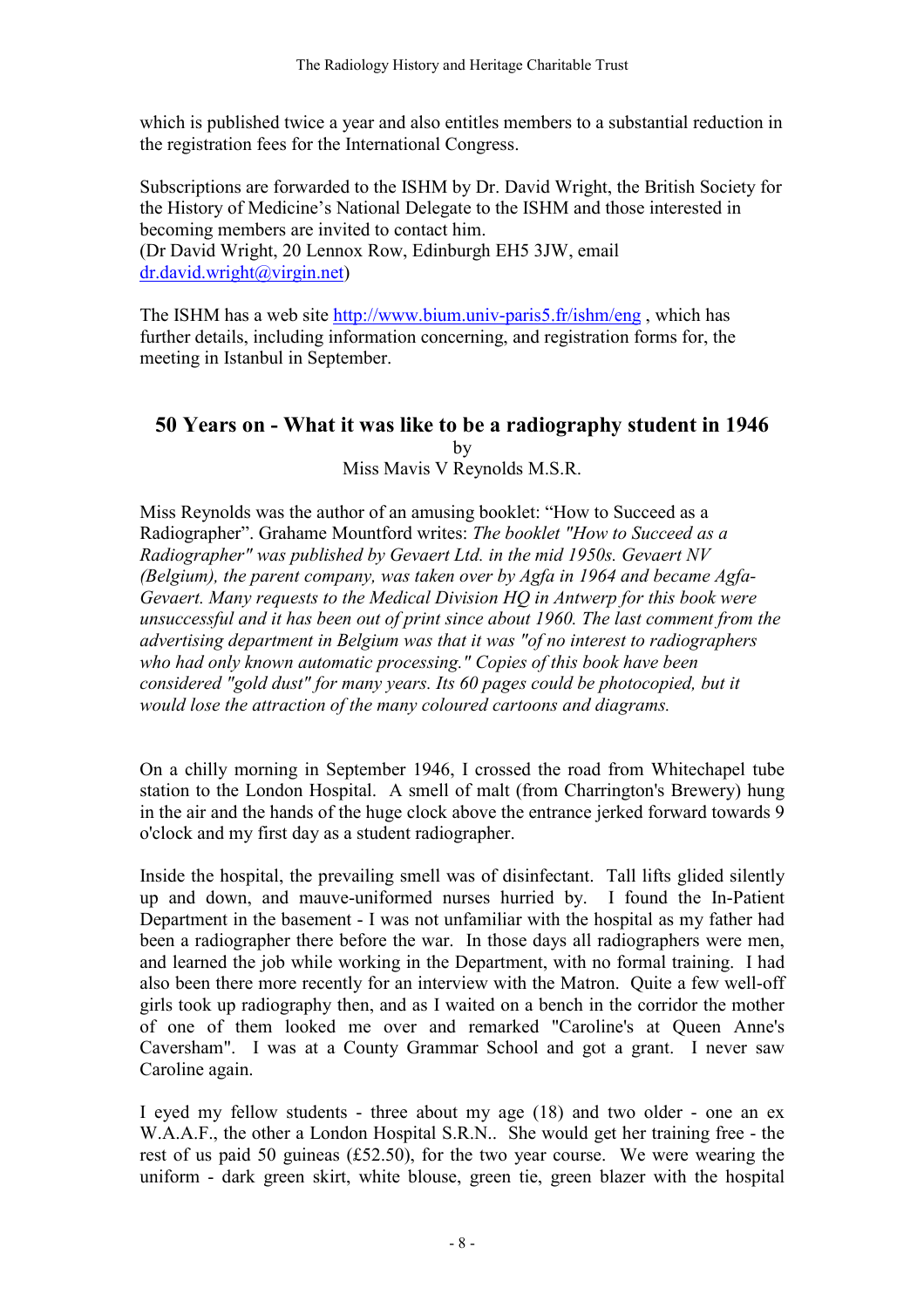which is published twice a year and also entitles members to a substantial reduction in the registration fees for the International Congress.

Subscriptions are forwarded to the ISHM by Dr. David Wright, the British Society for the History of Medicine's National Delegate to the ISHM and those interested in becoming members are invited to contact him.
(Dr David Wright, 20 Lennox Row, Edinburgh EH5 3JW, email dr.david.wright@virgin.net)

The ISHM has a web site http://www.bium.univ-paris5.fr/ishm/eng , which has further details, including information concerning, and registration forms for, the meeting in Istanbul in September.

## 50 Years on - What it was like to be a radiography student in 1946

by
Miss Mavis V Reynolds M.S.R.

Miss Reynolds was the author of an amusing booklet: "How to Succeed as a Radiographer". Grahame Mountford writes: *The booklet "How to Succeed as a Radiographer" was published by Gevaert Ltd. in the mid 1950s. Gevaert NV (Belgium), the parent company, was taken over by Agfa in 1964 and became Agfa-Gevaert. Many requests to the Medical Division HQ in Antwerp for this book were unsuccessful and it has been out of print since about 1960. The last comment from the advertising department in Belgium was that it was "of no interest to radiographers who had only known automatic processing." Copies of this book have been considered "gold dust" for many years. Its 60 pages could be photocopied, but it would lose the attraction of the many coloured cartoons and diagrams.*

On a chilly morning in September 1946, I crossed the road from Whitechapel tube station to the London Hospital. A smell of malt (from Charrington's Brewery) hung in the air and the hands of the huge clock above the entrance jerked forward towards 9 o'clock and my first day as a student radiographer.

Inside the hospital, the prevailing smell was of disinfectant. Tall lifts glided silently up and down, and mauve-uniformed nurses hurried by. I found the In-Patient Department in the basement - I was not unfamiliar with the hospital as my father had been a radiographer there before the war. In those days all radiographers were men, and learned the job while working in the Department, with no formal training. I had also been there more recently for an interview with the Matron. Quite a few well-off girls took up radiography then, and as I waited on a bench in the corridor the mother of one of them looked me over and remarked "Caroline's at Queen Anne's Caversham". I was at a County Grammar School and got a grant. I never saw Caroline again.

I eyed my fellow students - three about my age (18) and two older - one an ex W.A.A.F., the other a London Hospital S.R.N.. She would get her training free - the rest of us paid 50 guineas (£52.50), for the two year course. We were wearing the uniform - dark green skirt, white blouse, green tie, green blazer with the hospital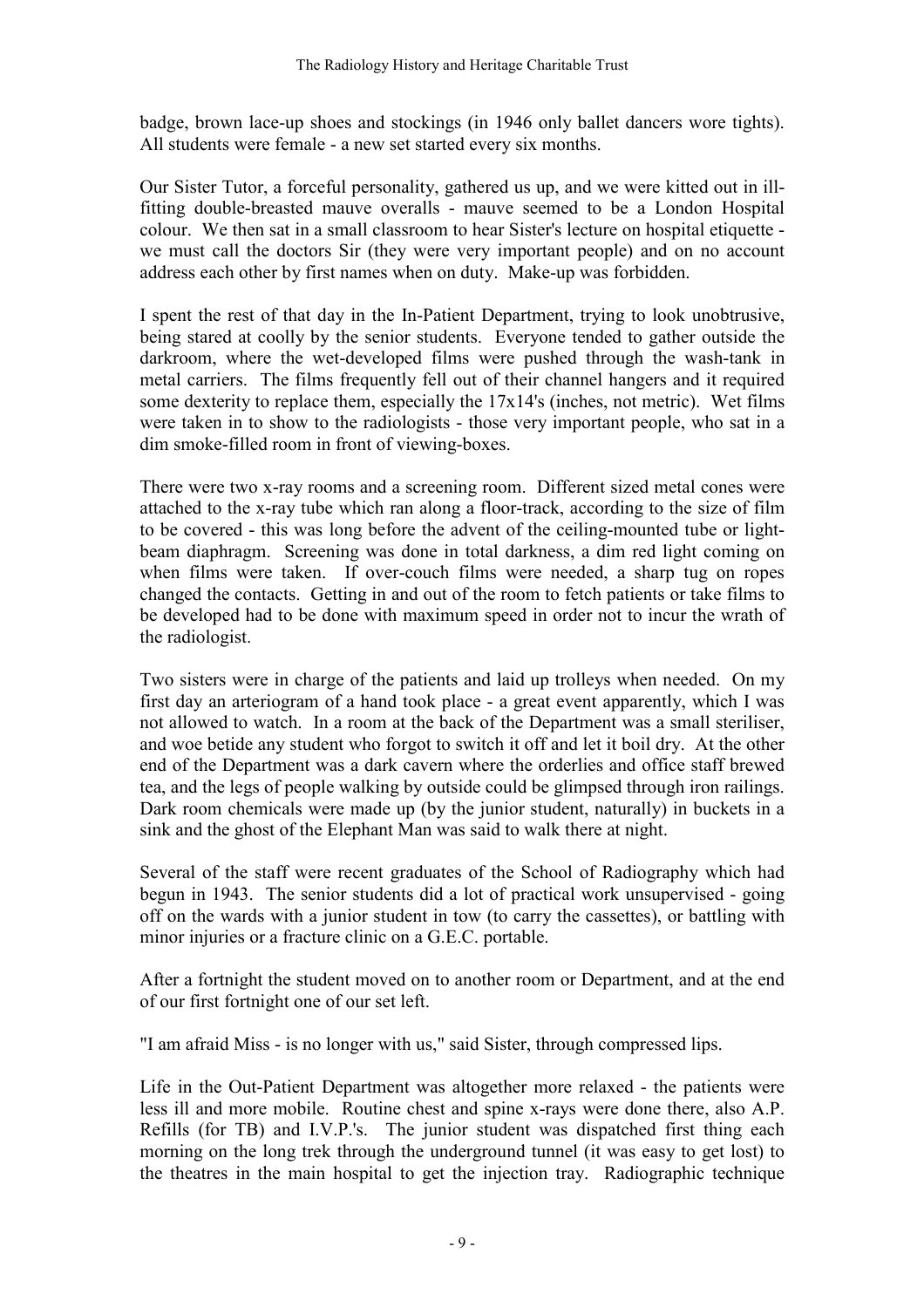badge, brown lace-up shoes and stockings (in 1946 only ballet dancers wore tights). All students were female - a new set started every six months.

Our Sister Tutor, a forceful personality, gathered us up, and we were kitted out in ill-fitting double-breasted mauve overalls - mauve seemed to be a London Hospital colour. We then sat in a small classroom to hear Sister's lecture on hospital etiquette - we must call the doctors Sir (they were very important people) and on no account address each other by first names when on duty. Make-up was forbidden.

I spent the rest of that day in the In-Patient Department, trying to look unobtrusive, being stared at coolly by the senior students. Everyone tended to gather outside the darkroom, where the wet-developed films were pushed through the wash-tank in metal carriers. The films frequently fell out of their channel hangers and it required some dexterity to replace them, especially the 17x14's (inches, not metric). Wet films were taken in to show to the radiologists - those very important people, who sat in a dim smoke-filled room in front of viewing-boxes.

There were two x-ray rooms and a screening room. Different sized metal cones were attached to the x-ray tube which ran along a floor-track, according to the size of film to be covered - this was long before the advent of the ceiling-mounted tube or light-beam diaphragm. Screening was done in total darkness, a dim red light coming on when films were taken. If over-couch films were needed, a sharp tug on ropes changed the contacts. Getting in and out of the room to fetch patients or take films to be developed had to be done with maximum speed in order not to incur the wrath of the radiologist.

Two sisters were in charge of the patients and laid up trolleys when needed. On my first day an arteriogram of a hand took place - a great event apparently, which I was not allowed to watch. In a room at the back of the Department was a small steriliser, and woe betide any student who forgot to switch it off and let it boil dry. At the other end of the Department was a dark cavern where the orderlies and office staff brewed tea, and the legs of people walking by outside could be glimpsed through iron railings. Dark room chemicals were made up (by the junior student, naturally) in buckets in a sink and the ghost of the Elephant Man was said to walk there at night.

Several of the staff were recent graduates of the School of Radiography which had begun in 1943. The senior students did a lot of practical work unsupervised - going off on the wards with a junior student in tow (to carry the cassettes), or battling with minor injuries or a fracture clinic on a G.E.C. portable.

After a fortnight the student moved on to another room or Department, and at the end of our first fortnight one of our set left.

"I am afraid Miss - is no longer with us," said Sister, through compressed lips.

Life in the Out-Patient Department was altogether more relaxed - the patients were less ill and more mobile. Routine chest and spine x-rays were done there, also A.P. Refills (for TB) and I.V.P.'s. The junior student was dispatched first thing each morning on the long trek through the underground tunnel (it was easy to get lost) to the theatres in the main hospital to get the injection tray. Radiographic technique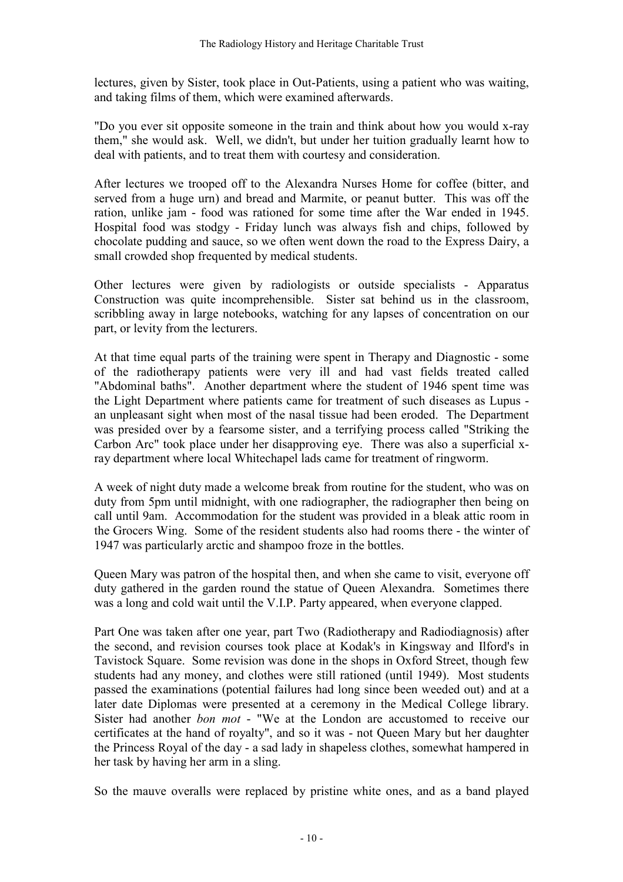lectures, given by Sister, took place in Out-Patients, using a patient who was waiting, and taking films of them, which were examined afterwards.

"Do you ever sit opposite someone in the train and think about how you would x-ray them," she would ask. Well, we didn't, but under her tuition gradually learnt how to deal with patients, and to treat them with courtesy and consideration.

After lectures we trooped off to the Alexandra Nurses Home for coffee (bitter, and served from a huge urn) and bread and Marmite, or peanut butter. This was off the ration, unlike jam - food was rationed for some time after the War ended in 1945. Hospital food was stodgy - Friday lunch was always fish and chips, followed by chocolate pudding and sauce, so we often went down the road to the Express Dairy, a small crowded shop frequented by medical students.

Other lectures were given by radiologists or outside specialists - Apparatus Construction was quite incomprehensible. Sister sat behind us in the classroom, scribbling away in large notebooks, watching for any lapses of concentration on our part, or levity from the lecturers.

At that time equal parts of the training were spent in Therapy and Diagnostic - some of the radiotherapy patients were very ill and had vast fields treated called "Abdominal baths". Another department where the student of 1946 spent time was the Light Department where patients came for treatment of such diseases as Lupus - an unpleasant sight when most of the nasal tissue had been eroded. The Department was presided over by a fearsome sister, and a terrifying process called "Striking the Carbon Arc" took place under her disapproving eye. There was also a superficial x-ray department where local Whitechapel lads came for treatment of ringworm.

A week of night duty made a welcome break from routine for the student, who was on duty from 5pm until midnight, with one radiographer, the radiographer then being on call until 9am. Accommodation for the student was provided in a bleak attic room in the Grocers Wing. Some of the resident students also had rooms there - the winter of 1947 was particularly arctic and shampoo froze in the bottles.

Queen Mary was patron of the hospital then, and when she came to visit, everyone off duty gathered in the garden round the statue of Queen Alexandra. Sometimes there was a long and cold wait until the V.I.P. Party appeared, when everyone clapped.

Part One was taken after one year, part Two (Radiotherapy and Radiodiagnosis) after the second, and revision courses took place at Kodak's in Kingsway and Ilford's in Tavistock Square. Some revision was done in the shops in Oxford Street, though few students had any money, and clothes were still rationed (until 1949). Most students passed the examinations (potential failures had long since been weeded out) and at a later date Diplomas were presented at a ceremony in the Medical College library. Sister had another *bon mot* - "We at the London are accustomed to receive our certificates at the hand of royalty", and so it was - not Queen Mary but her daughter the Princess Royal of the day - a sad lady in shapeless clothes, somewhat hampered in her task by having her arm in a sling.

So the mauve overalls were replaced by pristine white ones, and as a band played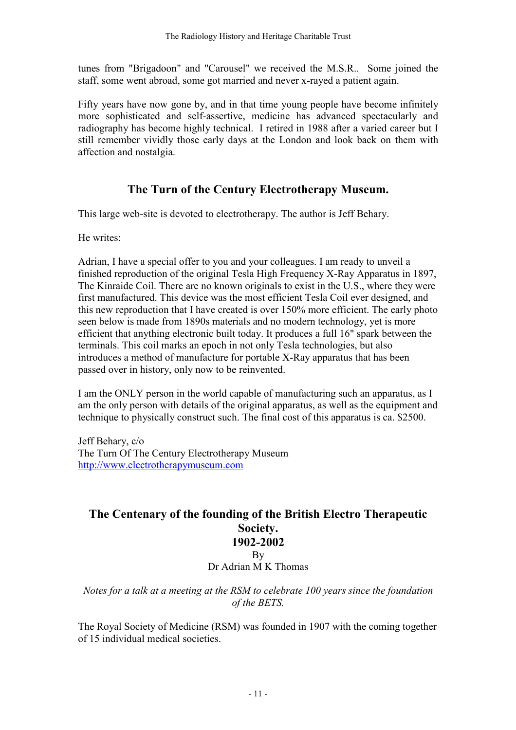tunes from "Brigadoon" and "Carousel" we received the M.S.R.. Some joined the staff, some went abroad, some got married and never x-rayed a patient again.

Fifty years have now gone by, and in that time young people have become infinitely more sophisticated and self-assertive, medicine has advanced spectacularly and radiography has become highly technical. I retired in 1988 after a varied career but I still remember vividly those early days at the London and look back on them with affection and nostalgia.

## The Turn of the Century Electrotherapy Museum.

This large web-site is devoted to electrotherapy. The author is Jeff Behary.

He writes:

Adrian, I have a special offer to you and your colleagues. I am ready to unveil a finished reproduction of the original Tesla High Frequency X-Ray Apparatus in 1897, The Kinraide Coil. There are no known originals to exist in the U.S., where they were first manufactured. This device was the most efficient Tesla Coil ever designed, and this new reproduction that I have created is over 150% more efficient. The early photo seen below is made from 1890s materials and no modern technology, yet is more efficient that anything electronic built today. It produces a full 16" spark between the terminals. This coil marks an epoch in not only Tesla technologies, but also introduces a method of manufacture for portable X-Ray apparatus that has been passed over in history, only now to be reinvented.

I am the ONLY person in the world capable of manufacturing such an apparatus, as I am the only person with details of the original apparatus, as well as the equipment and technique to physically construct such. The final cost of this apparatus is ca. $2500.

Jeff Behary, c/o
The Turn Of The Century Electrotherapy Museum
http://www.electrotherapymuseum.com

## The Centenary of the founding of the British Electro Therapeutic Society. 1902-2002

By
Dr Adrian M K Thomas

*Notes for a talk at a meeting at the RSM to celebrate 100 years since the foundation of the BETS.*

The Royal Society of Medicine (RSM) was founded in 1907 with the coming together of 15 individual medical societies.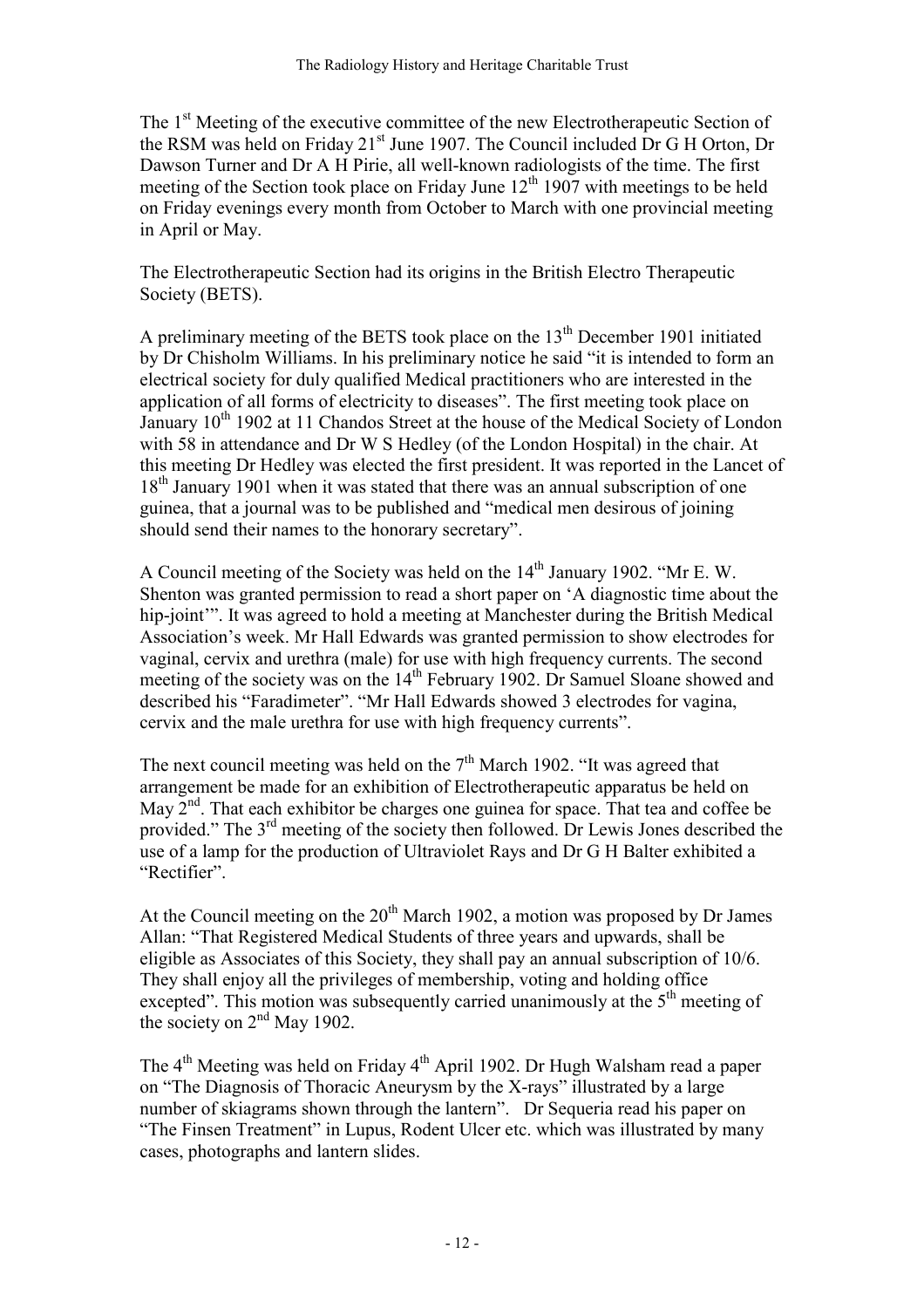The 1st Meeting of the executive committee of the new Electrotherapeutic Section of the RSM was held on Friday 21st June 1907. The Council included Dr G H Orton, Dr Dawson Turner and Dr A H Pirie, all well-known radiologists of the time. The first meeting of the Section took place on Friday June 12th 1907 with meetings to be held on Friday evenings every month from October to March with one provincial meeting in April or May.

The Electrotherapeutic Section had its origins in the British Electro Therapeutic Society (BETS).

A preliminary meeting of the BETS took place on the 13th December 1901 initiated by Dr Chisholm Williams. In his preliminary notice he said "it is intended to form an electrical society for duly qualified Medical practitioners who are interested in the application of all forms of electricity to diseases". The first meeting took place on January 10th 1902 at 11 Chandos Street at the house of the Medical Society of London with 58 in attendance and Dr W S Hedley (of the London Hospital) in the chair. At this meeting Dr Hedley was elected the first president. It was reported in the Lancet of 18th January 1901 when it was stated that there was an annual subscription of one guinea, that a journal was to be published and "medical men desirous of joining should send their names to the honorary secretary".

A Council meeting of the Society was held on the 14th January 1902. "Mr E. W. Shenton was granted permission to read a short paper on 'A diagnostic time about the hip-joint'". It was agreed to hold a meeting at Manchester during the British Medical Association's week. Mr Hall Edwards was granted permission to show electrodes for vaginal, cervix and urethra (male) for use with high frequency currents. The second meeting of the society was on the 14th February 1902. Dr Samuel Sloane showed and described his "Faradimeter". "Mr Hall Edwards showed 3 electrodes for vagina, cervix and the male urethra for use with high frequency currents".

The next council meeting was held on the 7th March 1902. "It was agreed that arrangement be made for an exhibition of Electrotherapeutic apparatus be held on May 2nd. That each exhibitor be charges one guinea for space. That tea and coffee be provided." The 3rd meeting of the society then followed. Dr Lewis Jones described the use of a lamp for the production of Ultraviolet Rays and Dr G H Balter exhibited a "Rectifier".

At the Council meeting on the 20th March 1902, a motion was proposed by Dr James Allan: "That Registered Medical Students of three years and upwards, shall be eligible as Associates of this Society, they shall pay an annual subscription of 10/6. They shall enjoy all the privileges of membership, voting and holding office excepted". This motion was subsequently carried unanimously at the 5th meeting of the society on 2nd May 1902.

The 4th Meeting was held on Friday 4th April 1902. Dr Hugh Walsham read a paper on "The Diagnosis of Thoracic Aneurysm by the X-rays" illustrated by a large number of skiagrams shown through the lantern". Dr Sequeria read his paper on "The Finsen Treatment" in Lupus, Rodent Ulcer etc. which was illustrated by many cases, photographs and lantern slides.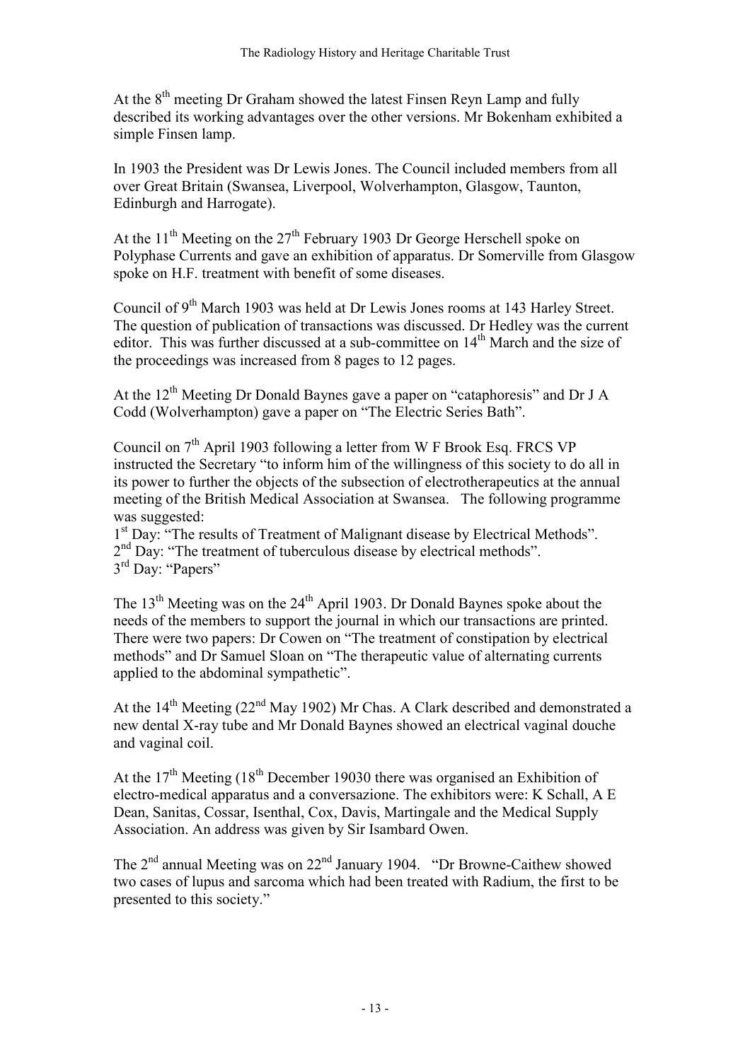At the 8th meeting Dr Graham showed the latest Finsen Reyn Lamp and fully described its working advantages over the other versions. Mr Bokenham exhibited a simple Finsen lamp.

In 1903 the President was Dr Lewis Jones. The Council included members from all over Great Britain (Swansea, Liverpool, Wolverhampton, Glasgow, Taunton, Edinburgh and Harrogate).

At the 11th Meeting on the 27th February 1903 Dr George Herschell spoke on Polyphase Currents and gave an exhibition of apparatus. Dr Somerville from Glasgow spoke on H.F. treatment with benefit of some diseases.

Council of 9th March 1903 was held at Dr Lewis Jones rooms at 143 Harley Street. The question of publication of transactions was discussed. Dr Hedley was the current editor. This was further discussed at a sub-committee on 14th March and the size of the proceedings was increased from 8 pages to 12 pages.

At the 12th Meeting Dr Donald Baynes gave a paper on "cataphoresis" and Dr J A Codd (Wolverhampton) gave a paper on "The Electric Series Bath".

Council on 7th April 1903 following a letter from W F Brook Esq. FRCS VP instructed the Secretary "to inform him of the willingness of this society to do all in its power to further the objects of the subsection of electrotherapeutics at the annual meeting of the British Medical Association at Swansea. The following programme was suggested:
1st Day: "The results of Treatment of Malignant disease by Electrical Methods".
2nd Day: "The treatment of tuberculous disease by electrical methods".
3rd Day: "Papers"

The 13th Meeting was on the 24th April 1903. Dr Donald Baynes spoke about the needs of the members to support the journal in which our transactions are printed. There were two papers: Dr Cowen on "The treatment of constipation by electrical methods" and Dr Samuel Sloan on "The therapeutic value of alternating currents applied to the abdominal sympathetic".

At the 14th Meeting (22nd May 1902) Mr Chas. A Clark described and demonstrated a new dental X-ray tube and Mr Donald Baynes showed an electrical vaginal douche and vaginal coil.

At the 17th Meeting (18th December 19030 there was organised an Exhibition of electro-medical apparatus and a conversazione. The exhibitors were: K Schall, A E Dean, Sanitas, Cossar, Isenthal, Cox, Davis, Martingale and the Medical Supply Association. An address was given by Sir Isambard Owen.

The 2nd annual Meeting was on 22nd January 1904. "Dr Browne-Caithew showed two cases of lupus and sarcoma which had been treated with Radium, the first to be presented to this society."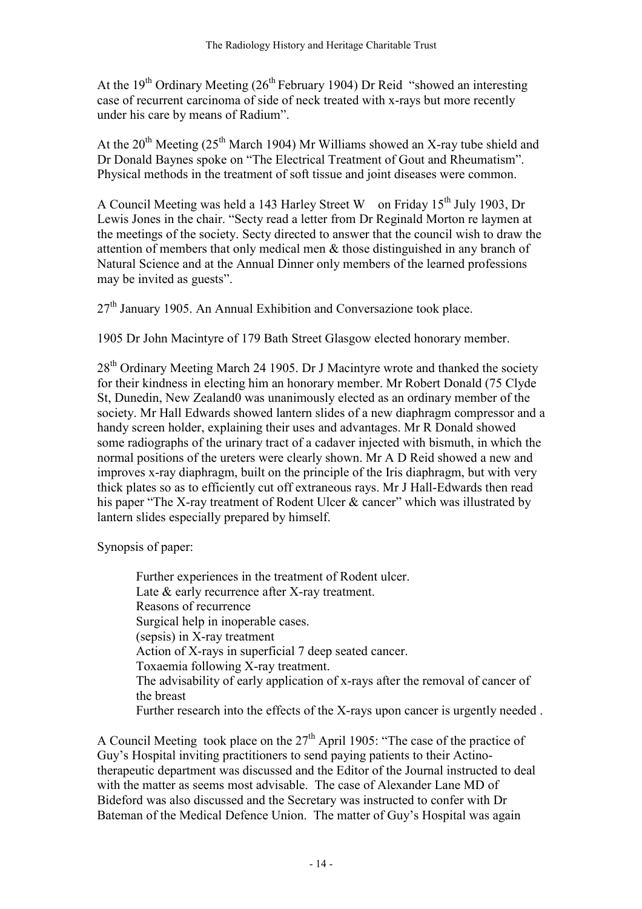At the 19th Ordinary Meeting (26th February 1904) Dr Reid "showed an interesting case of recurrent carcinoma of side of neck treated with x-rays but more recently under his care by means of Radium".

At the 20th Meeting (25th March 1904) Mr Williams showed an X-ray tube shield and Dr Donald Baynes spoke on "The Electrical Treatment of Gout and Rheumatism". Physical methods in the treatment of soft tissue and joint diseases were common.

A Council Meeting was held a 143 Harley Street W on Friday 15th July 1903, Dr Lewis Jones in the chair. "Secty read a letter from Dr Reginald Morton re laymen at the meetings of the society. Secty directed to answer that the council wish to draw the attention of members that only medical men & those distinguished in any branch of Natural Science and at the Annual Dinner only members of the learned professions may be invited as guests".

27th January 1905. An Annual Exhibition and Conversazione took place.

1905 Dr John Macintyre of 179 Bath Street Glasgow elected honorary member.

28th Ordinary Meeting March 24 1905. Dr J Macintyre wrote and thanked the society for their kindness in electing him an honorary member. Mr Robert Donald (75 Clyde St, Dunedin, New Zealand0 was unanimously elected as an ordinary member of the society. Mr Hall Edwards showed lantern slides of a new diaphragm compressor and a handy screen holder, explaining their uses and advantages. Mr R Donald showed some radiographs of the urinary tract of a cadaver injected with bismuth, in which the normal positions of the ureters were clearly shown. Mr A D Reid showed a new and improves x-ray diaphragm, built on the principle of the Iris diaphragm, but with very thick plates so as to efficiently cut off extraneous rays. Mr J Hall-Edwards then read his paper "The X-ray treatment of Rodent Ulcer & cancer" which was illustrated by lantern slides especially prepared by himself.

Synopsis of paper:

> Further experiences in the treatment of Rodent ulcer.
> Late & early recurrence after X-ray treatment.
> Reasons of recurrence
> Surgical help in inoperable cases.
> (sepsis) in X-ray treatment
> Action of X-rays in superficial 7 deep seated cancer.
> Toxaemia following X-ray treatment.
> The advisability of early application of x-rays after the removal of cancer of the breast
> Further research into the effects of the X-rays upon cancer is urgently needed .

A Council Meeting took place on the 27th April 1905: "The case of the practice of Guy's Hospital inviting practitioners to send paying patients to their Actino-therapeutic department was discussed and the Editor of the Journal instructed to deal with the matter as seems most advisable. The case of Alexander Lane MD of Bideford was also discussed and the Secretary was instructed to confer with Dr Bateman of the Medical Defence Union. The matter of Guy's Hospital was again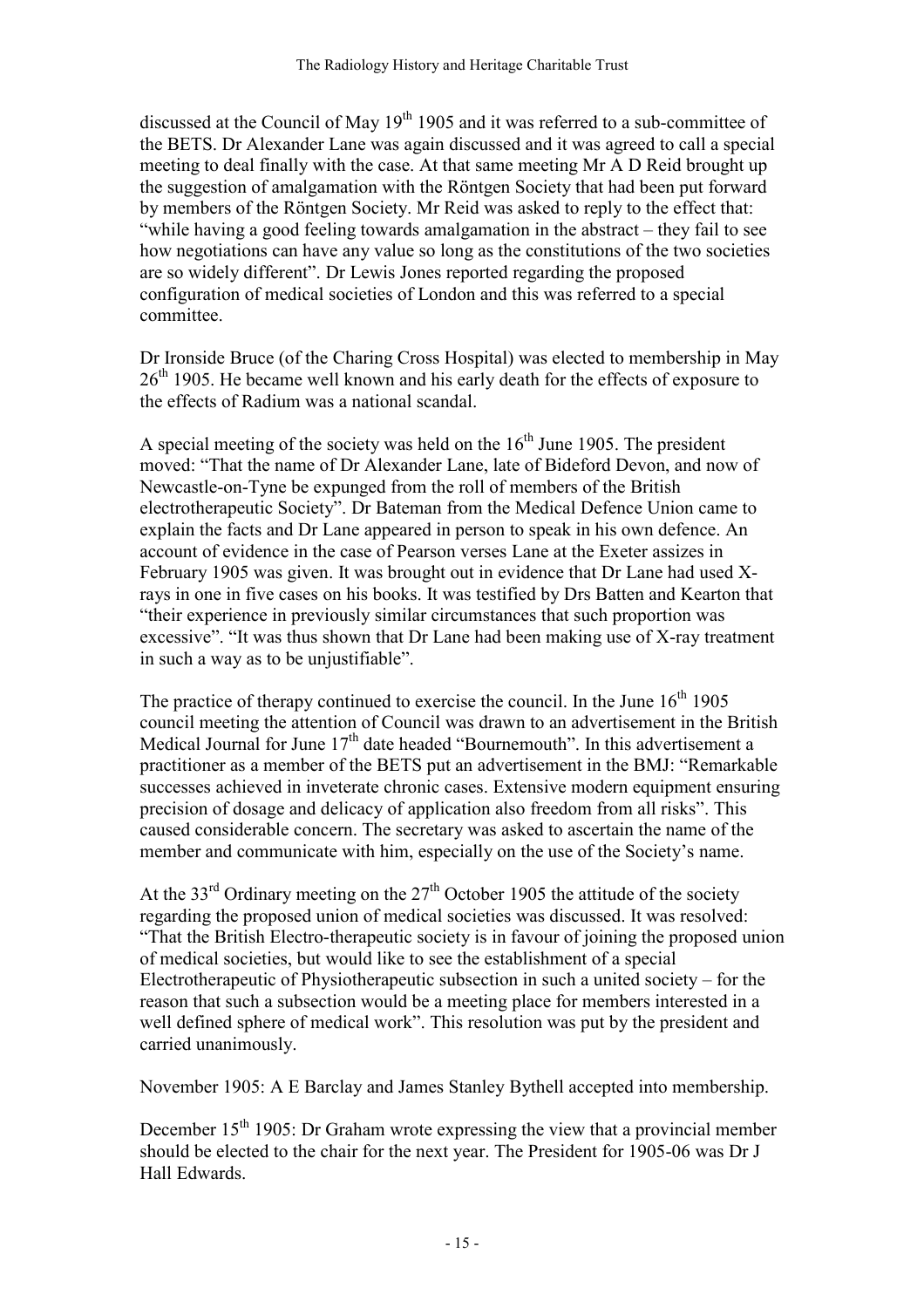discussed at the Council of May 19th 1905 and it was referred to a sub-committee of the BETS. Dr Alexander Lane was again discussed and it was agreed to call a special meeting to deal finally with the case. At that same meeting Mr A D Reid brought up the suggestion of amalgamation with the Röntgen Society that had been put forward by members of the Röntgen Society. Mr Reid was asked to reply to the effect that: "while having a good feeling towards amalgamation in the abstract – they fail to see how negotiations can have any value so long as the constitutions of the two societies are so widely different". Dr Lewis Jones reported regarding the proposed configuration of medical societies of London and this was referred to a special committee.

Dr Ironside Bruce (of the Charing Cross Hospital) was elected to membership in May 26th 1905. He became well known and his early death for the effects of exposure to the effects of Radium was a national scandal.

A special meeting of the society was held on the 16th June 1905. The president moved: "That the name of Dr Alexander Lane, late of Bideford Devon, and now of Newcastle-on-Tyne be expunged from the roll of members of the British electrotherapeutic Society". Dr Bateman from the Medical Defence Union came to explain the facts and Dr Lane appeared in person to speak in his own defence. An account of evidence in the case of Pearson verses Lane at the Exeter assizes in February 1905 was given. It was brought out in evidence that Dr Lane had used X-rays in one in five cases on his books. It was testified by Drs Batten and Kearton that "their experience in previously similar circumstances that such proportion was excessive". "It was thus shown that Dr Lane had been making use of X-ray treatment in such a way as to be unjustifiable".

The practice of therapy continued to exercise the council. In the June 16th 1905 council meeting the attention of Council was drawn to an advertisement in the British Medical Journal for June 17th date headed "Bournemouth". In this advertisement a practitioner as a member of the BETS put an advertisement in the BMJ: "Remarkable successes achieved in inveterate chronic cases. Extensive modern equipment ensuring precision of dosage and delicacy of application also freedom from all risks". This caused considerable concern. The secretary was asked to ascertain the name of the member and communicate with him, especially on the use of the Society's name.

At the 33rd Ordinary meeting on the 27th October 1905 the attitude of the society regarding the proposed union of medical societies was discussed. It was resolved: "That the British Electro-therapeutic society is in favour of joining the proposed union of medical societies, but would like to see the establishment of a special Electrotherapeutic of Physiotherapeutic subsection in such a united society – for the reason that such a subsection would be a meeting place for members interested in a well defined sphere of medical work". This resolution was put by the president and carried unanimously.

November 1905: A E Barclay and James Stanley Bythell accepted into membership.

December 15th 1905: Dr Graham wrote expressing the view that a provincial member should be elected to the chair for the next year. The President for 1905-06 was Dr J Hall Edwards.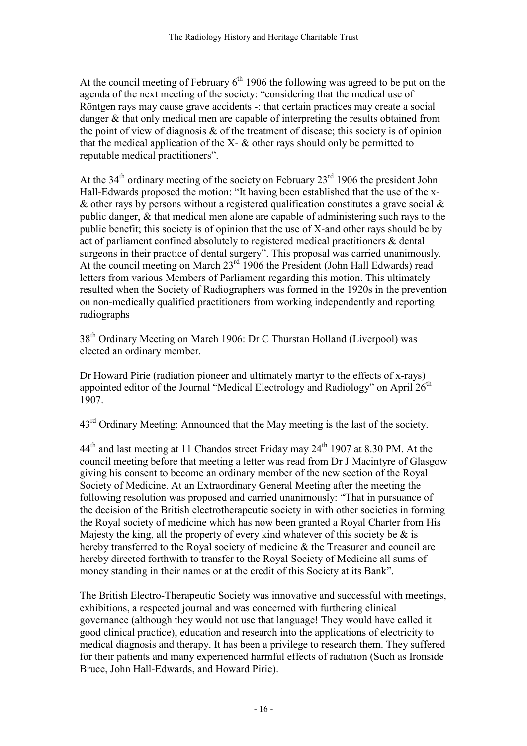At the council meeting of February 6th 1906 the following was agreed to be put on the agenda of the next meeting of the society: "considering that the medical use of Röntgen rays may cause grave accidents -: that certain practices may create a social danger & that only medical men are capable of interpreting the results obtained from the point of view of diagnosis & of the treatment of disease; this society is of opinion that the medical application of the X- & other rays should only be permitted to reputable medical practitioners".

At the 34th ordinary meeting of the society on February 23rd 1906 the president John Hall-Edwards proposed the motion: "It having been established that the use of the x- & other rays by persons without a registered qualification constitutes a grave social & public danger, & that medical men alone are capable of administering such rays to the public benefit; this society is of opinion that the use of X-and other rays should be by act of parliament confined absolutely to registered medical practitioners & dental surgeons in their practice of dental surgery". This proposal was carried unanimously. At the council meeting on March 23rd 1906 the President (John Hall Edwards) read letters from various Members of Parliament regarding this motion. This ultimately resulted when the Society of Radiographers was formed in the 1920s in the prevention on non-medically qualified practitioners from working independently and reporting radiographs

38th Ordinary Meeting on March 1906: Dr C Thurstan Holland (Liverpool) was elected an ordinary member.

Dr Howard Pirie (radiation pioneer and ultimately martyr to the effects of x-rays) appointed editor of the Journal "Medical Electrology and Radiology" on April 26th 1907.

43rd Ordinary Meeting: Announced that the May meeting is the last of the society.

44th and last meeting at 11 Chandos street Friday may 24th 1907 at 8.30 PM. At the council meeting before that meeting a letter was read from Dr J Macintyre of Glasgow giving his consent to become an ordinary member of the new section of the Royal Society of Medicine. At an Extraordinary General Meeting after the meeting the following resolution was proposed and carried unanimously: "That in pursuance of the decision of the British electrotherapeutic society in with other societies in forming the Royal society of medicine which has now been granted a Royal Charter from His Majesty the king, all the property of every kind whatever of this society be & is hereby transferred to the Royal society of medicine & the Treasurer and council are hereby directed forthwith to transfer to the Royal Society of Medicine all sums of money standing in their names or at the credit of this Society at its Bank".

The British Electro-Therapeutic Society was innovative and successful with meetings, exhibitions, a respected journal and was concerned with furthering clinical governance (although they would not use that language! They would have called it good clinical practice), education and research into the applications of electricity to medical diagnosis and therapy. It has been a privilege to research them. They suffered for their patients and many experienced harmful effects of radiation (Such as Ironside Bruce, John Hall-Edwards, and Howard Pirie).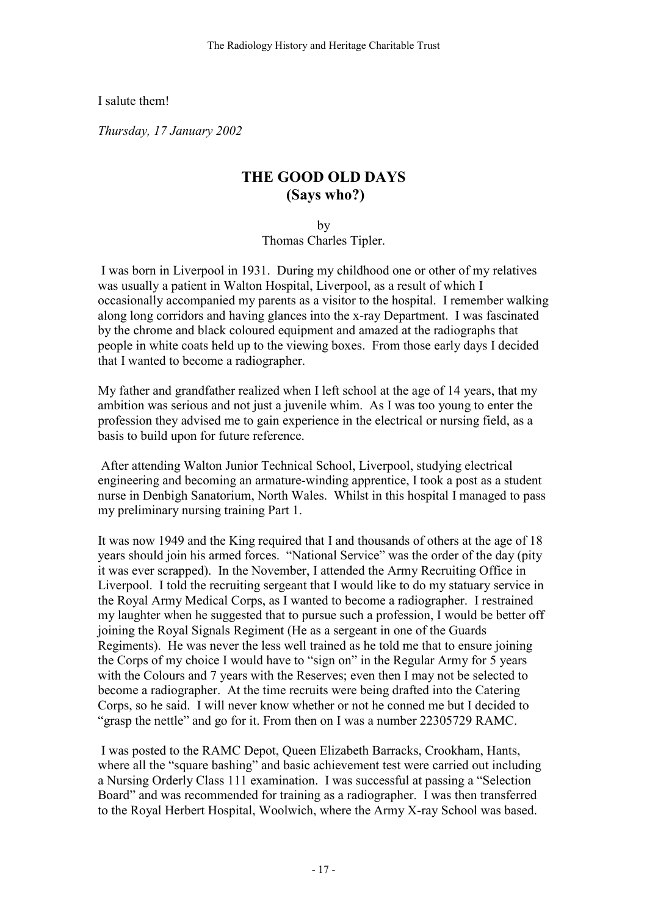I salute them!

*Thursday, 17 January 2002*

## THE GOOD OLD DAYS
## (Says who?)

by
Thomas Charles Tipler.

I was born in Liverpool in 1931. During my childhood one or other of my relatives was usually a patient in Walton Hospital, Liverpool, as a result of which I occasionally accompanied my parents as a visitor to the hospital. I remember walking along long corridors and having glances into the x-ray Department. I was fascinated by the chrome and black coloured equipment and amazed at the radiographs that people in white coats held up to the viewing boxes. From those early days I decided that I wanted to become a radiographer.

My father and grandfather realized when I left school at the age of 14 years, that my ambition was serious and not just a juvenile whim. As I was too young to enter the profession they advised me to gain experience in the electrical or nursing field, as a basis to build upon for future reference.

After attending Walton Junior Technical School, Liverpool, studying electrical engineering and becoming an armature-winding apprentice, I took a post as a student nurse in Denbigh Sanatorium, North Wales. Whilst in this hospital I managed to pass my preliminary nursing training Part 1.

It was now 1949 and the King required that I and thousands of others at the age of 18 years should join his armed forces. "National Service" was the order of the day (pity it was ever scrapped). In the November, I attended the Army Recruiting Office in Liverpool. I told the recruiting sergeant that I would like to do my statuary service in the Royal Army Medical Corps, as I wanted to become a radiographer. I restrained my laughter when he suggested that to pursue such a profession, I would be better off joining the Royal Signals Regiment (He as a sergeant in one of the Guards Regiments). He was never the less well trained as he told me that to ensure joining the Corps of my choice I would have to "sign on" in the Regular Army for 5 years with the Colours and 7 years with the Reserves; even then I may not be selected to become a radiographer. At the time recruits were being drafted into the Catering Corps, so he said. I will never know whether or not he conned me but I decided to "grasp the nettle" and go for it. From then on I was a number 22305729 RAMC.

I was posted to the RAMC Depot, Queen Elizabeth Barracks, Crookham, Hants, where all the "square bashing" and basic achievement test were carried out including a Nursing Orderly Class 111 examination. I was successful at passing a "Selection Board" and was recommended for training as a radiographer. I was then transferred to the Royal Herbert Hospital, Woolwich, where the Army X-ray School was based.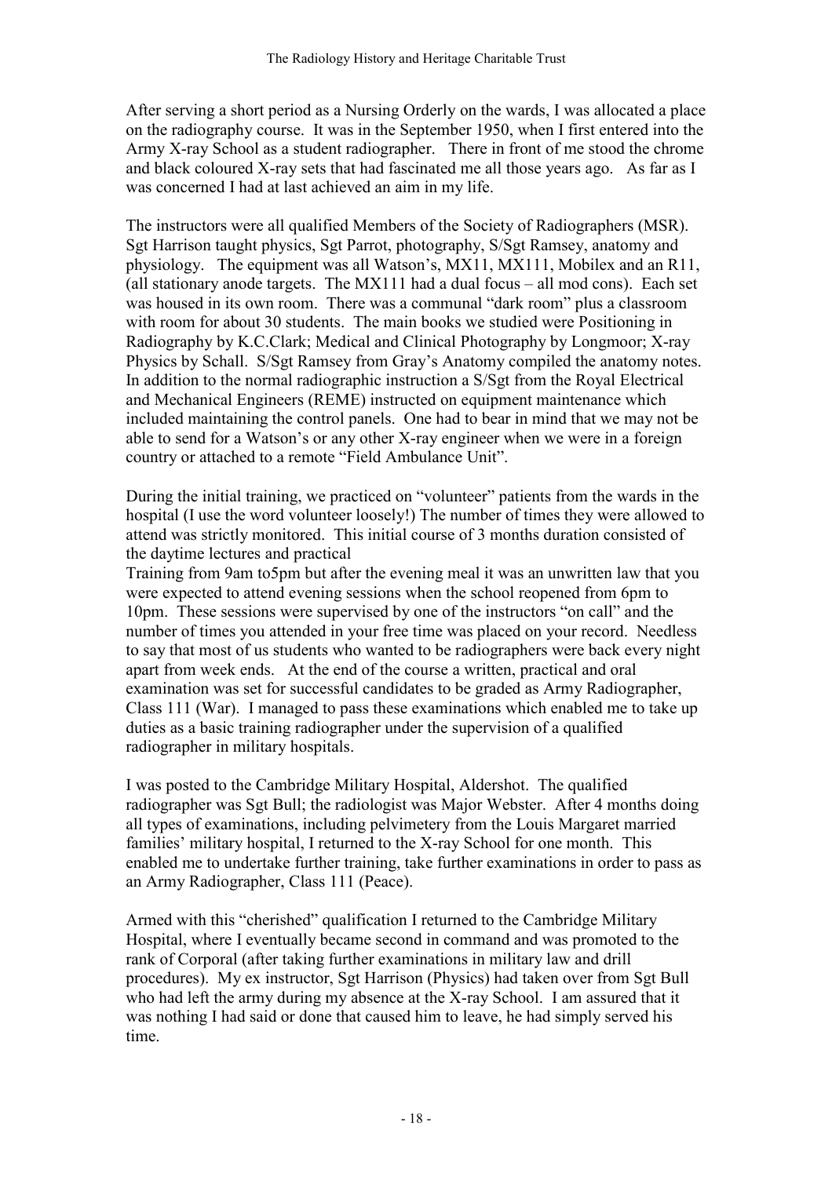After serving a short period as a Nursing Orderly on the wards, I was allocated a place on the radiography course. It was in the September 1950, when I first entered into the Army X-ray School as a student radiographer. There in front of me stood the chrome and black coloured X-ray sets that had fascinated me all those years ago. As far as I was concerned I had at last achieved an aim in my life.

The instructors were all qualified Members of the Society of Radiographers (MSR). Sgt Harrison taught physics, Sgt Parrot, photography, S/Sgt Ramsey, anatomy and physiology. The equipment was all Watson's, MX11, MX111, Mobilex and an R11, (all stationary anode targets. The MX111 had a dual focus – all mod cons). Each set was housed in its own room. There was a communal "dark room" plus a classroom with room for about 30 students. The main books we studied were Positioning in Radiography by K.C.Clark; Medical and Clinical Photography by Longmoor; X-ray Physics by Schall. S/Sgt Ramsey from Gray's Anatomy compiled the anatomy notes. In addition to the normal radiographic instruction a S/Sgt from the Royal Electrical and Mechanical Engineers (REME) instructed on equipment maintenance which included maintaining the control panels. One had to bear in mind that we may not be able to send for a Watson's or any other X-ray engineer when we were in a foreign country or attached to a remote "Field Ambulance Unit".

During the initial training, we practiced on "volunteer" patients from the wards in the hospital (I use the word volunteer loosely!) The number of times they were allowed to attend was strictly monitored. This initial course of 3 months duration consisted of the daytime lectures and practical
Training from 9am to5pm but after the evening meal it was an unwritten law that you were expected to attend evening sessions when the school reopened from 6pm to 10pm. These sessions were supervised by one of the instructors "on call" and the number of times you attended in your free time was placed on your record. Needless to say that most of us students who wanted to be radiographers were back every night apart from week ends. At the end of the course a written, practical and oral examination was set for successful candidates to be graded as Army Radiographer, Class 111 (War). I managed to pass these examinations which enabled me to take up duties as a basic training radiographer under the supervision of a qualified radiographer in military hospitals.

I was posted to the Cambridge Military Hospital, Aldershot. The qualified radiographer was Sgt Bull; the radiologist was Major Webster. After 4 months doing all types of examinations, including pelvimetery from the Louis Margaret married families' military hospital, I returned to the X-ray School for one month. This enabled me to undertake further training, take further examinations in order to pass as an Army Radiographer, Class 111 (Peace).

Armed with this "cherished" qualification I returned to the Cambridge Military Hospital, where I eventually became second in command and was promoted to the rank of Corporal (after taking further examinations in military law and drill procedures). My ex instructor, Sgt Harrison (Physics) had taken over from Sgt Bull who had left the army during my absence at the X-ray School. I am assured that it was nothing I had said or done that caused him to leave, he had simply served his time.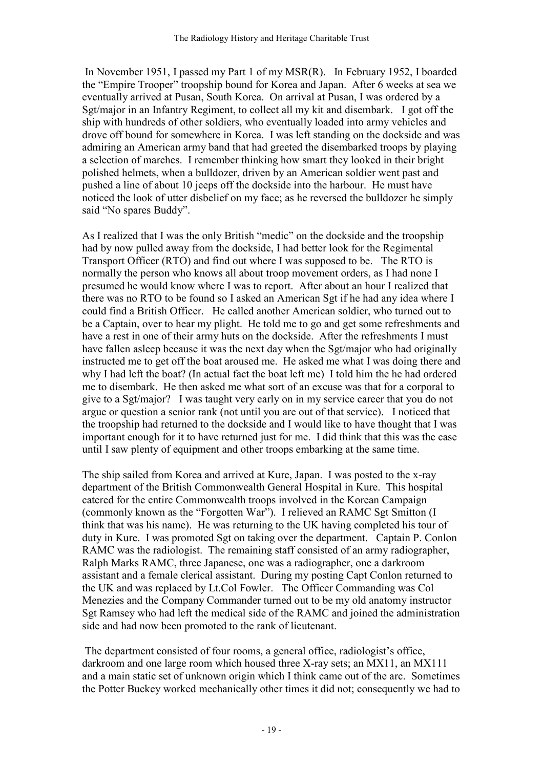In November 1951, I passed my Part 1 of my MSR(R). In February 1952, I boarded the "Empire Trooper" troopship bound for Korea and Japan. After 6 weeks at sea we eventually arrived at Pusan, South Korea. On arrival at Pusan, I was ordered by a Sgt/major in an Infantry Regiment, to collect all my kit and disembark. I got off the ship with hundreds of other soldiers, who eventually loaded into army vehicles and drove off bound for somewhere in Korea. I was left standing on the dockside and was admiring an American army band that had greeted the disembarked troops by playing a selection of marches. I remember thinking how smart they looked in their bright polished helmets, when a bulldozer, driven by an American soldier went past and pushed a line of about 10 jeeps off the dockside into the harbour. He must have noticed the look of utter disbelief on my face; as he reversed the bulldozer he simply said "No spares Buddy".

As I realized that I was the only British "medic" on the dockside and the troopship had by now pulled away from the dockside, I had better look for the Regimental Transport Officer (RTO) and find out where I was supposed to be. The RTO is normally the person who knows all about troop movement orders, as I had none I presumed he would know where I was to report. After about an hour I realized that there was no RTO to be found so I asked an American Sgt if he had any idea where I could find a British Officer. He called another American soldier, who turned out to be a Captain, over to hear my plight. He told me to go and get some refreshments and have a rest in one of their army huts on the dockside. After the refreshments I must have fallen asleep because it was the next day when the Sgt/major who had originally instructed me to get off the boat aroused me. He asked me what I was doing there and why I had left the boat? (In actual fact the boat left me) I told him the he had ordered me to disembark. He then asked me what sort of an excuse was that for a corporal to give to a Sgt/major? I was taught very early on in my service career that you do not argue or question a senior rank (not until you are out of that service). I noticed that the troopship had returned to the dockside and I would like to have thought that I was important enough for it to have returned just for me. I did think that this was the case until I saw plenty of equipment and other troops embarking at the same time.

The ship sailed from Korea and arrived at Kure, Japan. I was posted to the x-ray department of the British Commonwealth General Hospital in Kure. This hospital catered for the entire Commonwealth troops involved in the Korean Campaign (commonly known as the "Forgotten War"). I relieved an RAMC Sgt Smitton (I think that was his name). He was returning to the UK having completed his tour of duty in Kure. I was promoted Sgt on taking over the department. Captain P. Conlon RAMC was the radiologist. The remaining staff consisted of an army radiographer, Ralph Marks RAMC, three Japanese, one was a radiographer, one a darkroom assistant and a female clerical assistant. During my posting Capt Conlon returned to the UK and was replaced by Lt.Col Fowler. The Officer Commanding was Col Menezies and the Company Commander turned out to be my old anatomy instructor Sgt Ramsey who had left the medical side of the RAMC and joined the administration side and had now been promoted to the rank of lieutenant.

The department consisted of four rooms, a general office, radiologist's office, darkroom and one large room which housed three X-ray sets; an MX11, an MX111 and a main static set of unknown origin which I think came out of the arc. Sometimes the Potter Buckey worked mechanically other times it did not; consequently we had to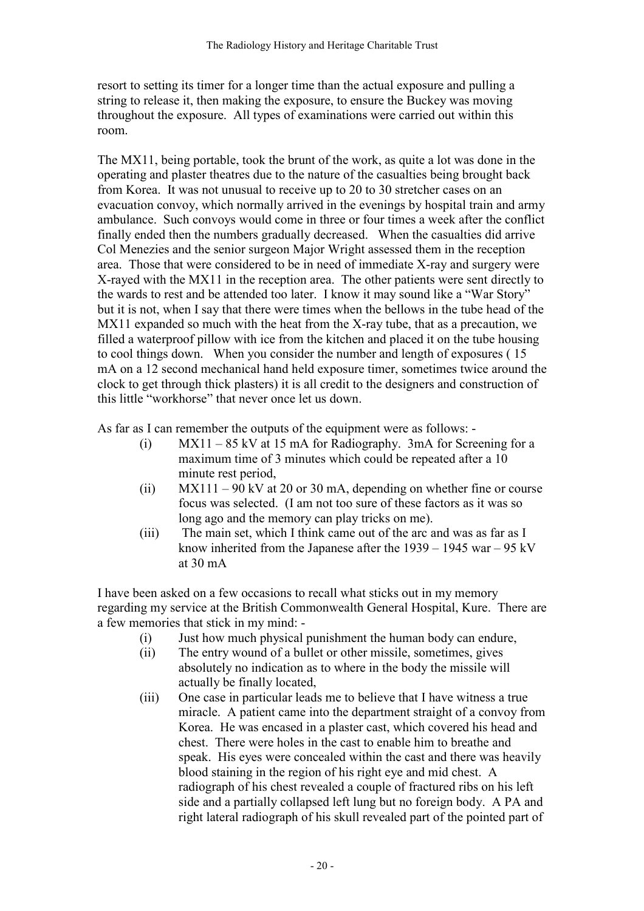resort to setting its timer for a longer time than the actual exposure and pulling a string to release it, then making the exposure, to ensure the Buckey was moving throughout the exposure. All types of examinations were carried out within this room.

The MX11, being portable, took the brunt of the work, as quite a lot was done in the operating and plaster theatres due to the nature of the casualties being brought back from Korea. It was not unusual to receive up to 20 to 30 stretcher cases on an evacuation convoy, which normally arrived in the evenings by hospital train and army ambulance. Such convoys would come in three or four times a week after the conflict finally ended then the numbers gradually decreased. When the casualties did arrive Col Menezies and the senior surgeon Major Wright assessed them in the reception area. Those that were considered to be in need of immediate X-ray and surgery were X-rayed with the MX11 in the reception area. The other patients were sent directly to the wards to rest and be attended too later. I know it may sound like a "War Story" but it is not, when I say that there were times when the bellows in the tube head of the MX11 expanded so much with the heat from the X-ray tube, that as a precaution, we filled a waterproof pillow with ice from the kitchen and placed it on the tube housing to cool things down. When you consider the number and length of exposures ( 15 mA on a 12 second mechanical hand held exposure timer, sometimes twice around the clock to get through thick plasters) it is all credit to the designers and construction of this little "workhorse" that never once let us down.

As far as I can remember the outputs of the equipment were as follows: -

(i) MX11 – 85 kV at 15 mA for Radiography. 3mA for Screening for a maximum time of 3 minutes which could be repeated after a 10 minute rest period,

(ii) MX111 – 90 kV at 20 or 30 mA, depending on whether fine or course focus was selected. (I am not too sure of these factors as it was so long ago and the memory can play tricks on me).

(iii) The main set, which I think came out of the arc and was as far as I know inherited from the Japanese after the 1939 – 1945 war – 95 kV at 30 mA

I have been asked on a few occasions to recall what sticks out in my memory regarding my service at the British Commonwealth General Hospital, Kure. There are a few memories that stick in my mind: -

(i) Just how much physical punishment the human body can endure,

(ii) The entry wound of a bullet or other missile, sometimes, gives absolutely no indication as to where in the body the missile will actually be finally located,

(iii) One case in particular leads me to believe that I have witness a true miracle. A patient came into the department straight of a convoy from Korea. He was encased in a plaster cast, which covered his head and chest. There were holes in the cast to enable him to breathe and speak. His eyes were concealed within the cast and there was heavily blood staining in the region of his right eye and mid chest. A radiograph of his chest revealed a couple of fractured ribs on his left side and a partially collapsed left lung but no foreign body. A PA and right lateral radiograph of his skull revealed part of the pointed part of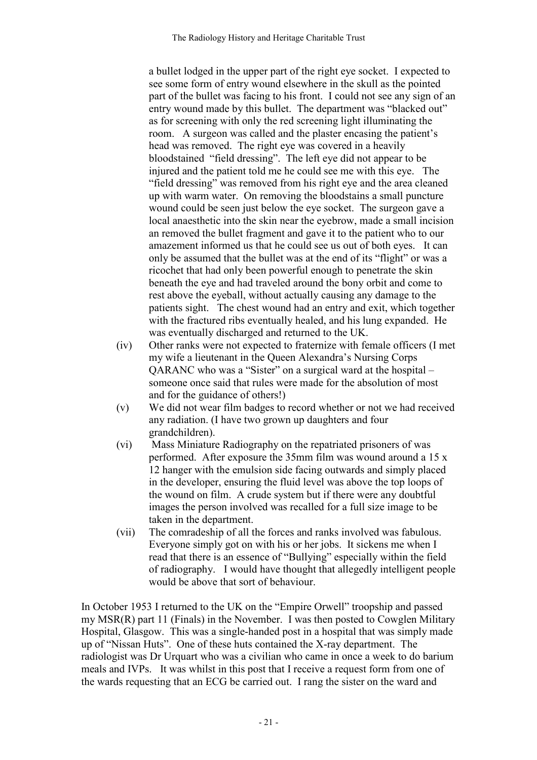a bullet lodged in the upper part of the right eye socket. I expected to see some form of entry wound elsewhere in the skull as the pointed part of the bullet was facing to his front. I could not see any sign of an entry wound made by this bullet. The department was "blacked out" as for screening with only the red screening light illuminating the room. A surgeon was called and the plaster encasing the patient's head was removed. The right eye was covered in a heavily bloodstained "field dressing". The left eye did not appear to be injured and the patient told me he could see me with this eye. The "field dressing" was removed from his right eye and the area cleaned up with warm water. On removing the bloodstains a small puncture wound could be seen just below the eye socket. The surgeon gave a local anaesthetic into the skin near the eyebrow, made a small incision an removed the bullet fragment and gave it to the patient who to our amazement informed us that he could see us out of both eyes. It can only be assumed that the bullet was at the end of its "flight" or was a ricochet that had only been powerful enough to penetrate the skin beneath the eye and had traveled around the bony orbit and come to rest above the eyeball, without actually causing any damage to the patients sight. The chest wound had an entry and exit, which together with the fractured ribs eventually healed, and his lung expanded. He was eventually discharged and returned to the UK.

(iv) Other ranks were not expected to fraternize with female officers (I met my wife a lieutenant in the Queen Alexandra's Nursing Corps QARANC who was a "Sister" on a surgical ward at the hospital – someone once said that rules were made for the absolution of most and for the guidance of others!)

(v) We did not wear film badges to record whether or not we had received any radiation. (I have two grown up daughters and four grandchildren).

(vi) Mass Miniature Radiography on the repatriated prisoners of was performed. After exposure the 35mm film was wound around a 15 x 12 hanger with the emulsion side facing outwards and simply placed in the developer, ensuring the fluid level was above the top loops of the wound on film. A crude system but if there were any doubtful images the person involved was recalled for a full size image to be taken in the department.

(vii) The comradeship of all the forces and ranks involved was fabulous. Everyone simply got on with his or her jobs. It sickens me when I read that there is an essence of "Bullying" especially within the field of radiography. I would have thought that allegedly intelligent people would be above that sort of behaviour.

In October 1953 I returned to the UK on the "Empire Orwell" troopship and passed my MSR(R) part 11 (Finals) in the November. I was then posted to Cowglen Military Hospital, Glasgow. This was a single-handed post in a hospital that was simply made up of "Nissan Huts". One of these huts contained the X-ray department. The radiologist was Dr Urquart who was a civilian who came in once a week to do barium meals and IVPs. It was whilst in this post that I receive a request form from one of the wards requesting that an ECG be carried out. I rang the sister on the ward and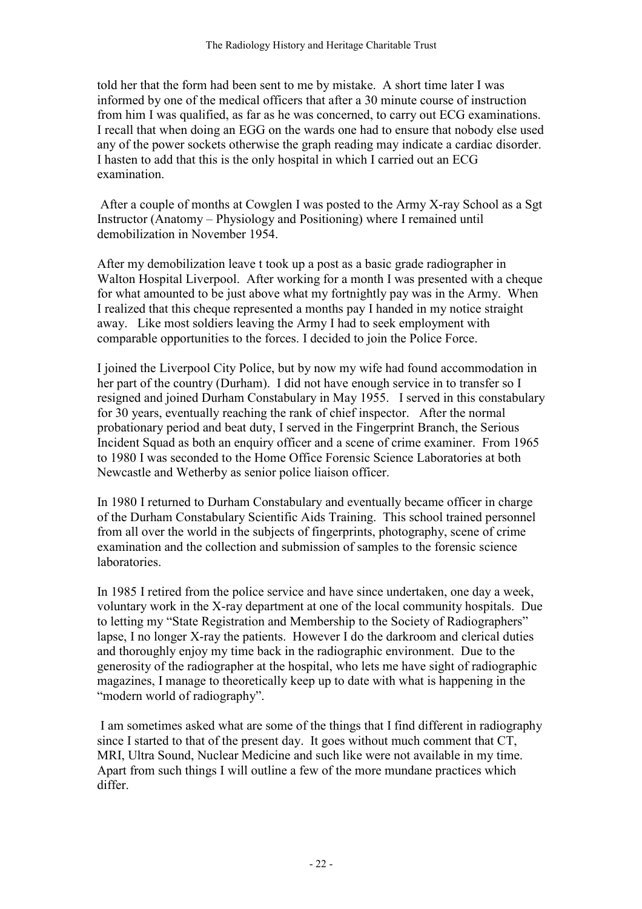told her that the form had been sent to me by mistake. A short time later I was informed by one of the medical officers that after a 30 minute course of instruction from him I was qualified, as far as he was concerned, to carry out ECG examinations. I recall that when doing an EGG on the wards one had to ensure that nobody else used any of the power sockets otherwise the graph reading may indicate a cardiac disorder. I hasten to add that this is the only hospital in which I carried out an ECG examination.

After a couple of months at Cowglen I was posted to the Army X-ray School as a Sgt Instructor (Anatomy – Physiology and Positioning) where I remained until demobilization in November 1954.

After my demobilization leave t took up a post as a basic grade radiographer in Walton Hospital Liverpool. After working for a month I was presented with a cheque for what amounted to be just above what my fortnightly pay was in the Army. When I realized that this cheque represented a months pay I handed in my notice straight away. Like most soldiers leaving the Army I had to seek employment with comparable opportunities to the forces. I decided to join the Police Force.

I joined the Liverpool City Police, but by now my wife had found accommodation in her part of the country (Durham). I did not have enough service in to transfer so I resigned and joined Durham Constabulary in May 1955. I served in this constabulary for 30 years, eventually reaching the rank of chief inspector. After the normal probationary period and beat duty, I served in the Fingerprint Branch, the Serious Incident Squad as both an enquiry officer and a scene of crime examiner. From 1965 to 1980 I was seconded to the Home Office Forensic Science Laboratories at both Newcastle and Wetherby as senior police liaison officer.

In 1980 I returned to Durham Constabulary and eventually became officer in charge of the Durham Constabulary Scientific Aids Training. This school trained personnel from all over the world in the subjects of fingerprints, photography, scene of crime examination and the collection and submission of samples to the forensic science laboratories.

In 1985 I retired from the police service and have since undertaken, one day a week, voluntary work in the X-ray department at one of the local community hospitals. Due to letting my "State Registration and Membership to the Society of Radiographers" lapse, I no longer X-ray the patients. However I do the darkroom and clerical duties and thoroughly enjoy my time back in the radiographic environment. Due to the generosity of the radiographer at the hospital, who lets me have sight of radiographic magazines, I manage to theoretically keep up to date with what is happening in the "modern world of radiography".

I am sometimes asked what are some of the things that I find different in radiography since I started to that of the present day. It goes without much comment that CT, MRI, Ultra Sound, Nuclear Medicine and such like were not available in my time. Apart from such things I will outline a few of the more mundane practices which differ.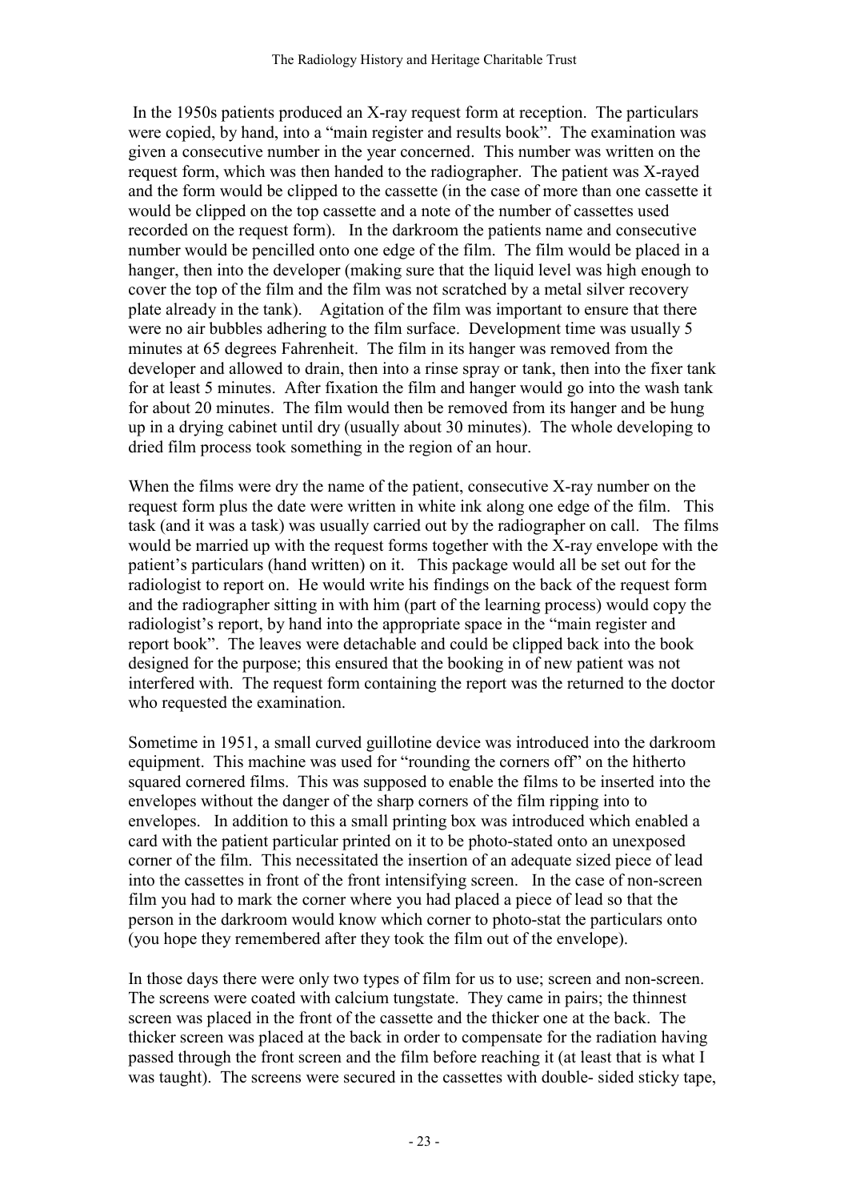In the 1950s patients produced an X-ray request form at reception. The particulars were copied, by hand, into a "main register and results book". The examination was given a consecutive number in the year concerned. This number was written on the request form, which was then handed to the radiographer. The patient was X-rayed and the form would be clipped to the cassette (in the case of more than one cassette it would be clipped on the top cassette and a note of the number of cassettes used recorded on the request form). In the darkroom the patients name and consecutive number would be pencilled onto one edge of the film. The film would be placed in a hanger, then into the developer (making sure that the liquid level was high enough to cover the top of the film and the film was not scratched by a metal silver recovery plate already in the tank). Agitation of the film was important to ensure that there were no air bubbles adhering to the film surface. Development time was usually 5 minutes at 65 degrees Fahrenheit. The film in its hanger was removed from the developer and allowed to drain, then into a rinse spray or tank, then into the fixer tank for at least 5 minutes. After fixation the film and hanger would go into the wash tank for about 20 minutes. The film would then be removed from its hanger and be hung up in a drying cabinet until dry (usually about 30 minutes). The whole developing to dried film process took something in the region of an hour.

When the films were dry the name of the patient, consecutive X-ray number on the request form plus the date were written in white ink along one edge of the film. This task (and it was a task) was usually carried out by the radiographer on call. The films would be married up with the request forms together with the X-ray envelope with the patient's particulars (hand written) on it. This package would all be set out for the radiologist to report on. He would write his findings on the back of the request form and the radiographer sitting in with him (part of the learning process) would copy the radiologist's report, by hand into the appropriate space in the "main register and report book". The leaves were detachable and could be clipped back into the book designed for the purpose; this ensured that the booking in of new patient was not interfered with. The request form containing the report was the returned to the doctor who requested the examination.

Sometime in 1951, a small curved guillotine device was introduced into the darkroom equipment. This machine was used for "rounding the corners off" on the hitherto squared cornered films. This was supposed to enable the films to be inserted into the envelopes without the danger of the sharp corners of the film ripping into to envelopes. In addition to this a small printing box was introduced which enabled a card with the patient particular printed on it to be photo-stated onto an unexposed corner of the film. This necessitated the insertion of an adequate sized piece of lead into the cassettes in front of the front intensifying screen. In the case of non-screen film you had to mark the corner where you had placed a piece of lead so that the person in the darkroom would know which corner to photo-stat the particulars onto (you hope they remembered after they took the film out of the envelope).

In those days there were only two types of film for us to use; screen and non-screen. The screens were coated with calcium tungstate. They came in pairs; the thinnest screen was placed in the front of the cassette and the thicker one at the back. The thicker screen was placed at the back in order to compensate for the radiation having passed through the front screen and the film before reaching it (at least that is what I was taught). The screens were secured in the cassettes with double- sided sticky tape,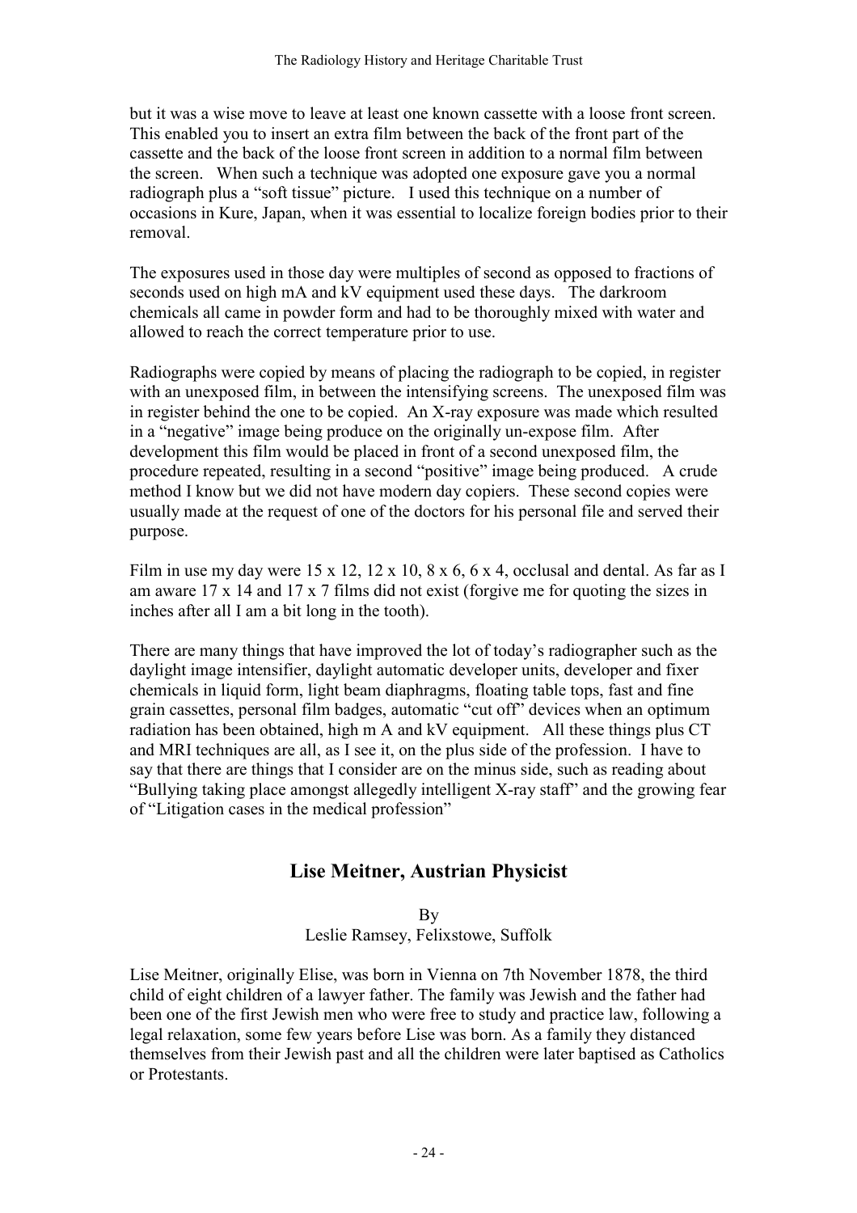but it was a wise move to leave at least one known cassette with a loose front screen. This enabled you to insert an extra film between the back of the front part of the cassette and the back of the loose front screen in addition to a normal film between the screen. When such a technique was adopted one exposure gave you a normal radiograph plus a "soft tissue" picture. I used this technique on a number of occasions in Kure, Japan, when it was essential to localize foreign bodies prior to their removal.

The exposures used in those day were multiples of second as opposed to fractions of seconds used on high mA and kV equipment used these days. The darkroom chemicals all came in powder form and had to be thoroughly mixed with water and allowed to reach the correct temperature prior to use.

Radiographs were copied by means of placing the radiograph to be copied, in register with an unexposed film, in between the intensifying screens. The unexposed film was in register behind the one to be copied. An X-ray exposure was made which resulted in a "negative" image being produce on the originally un-expose film. After development this film would be placed in front of a second unexposed film, the procedure repeated, resulting in a second "positive" image being produced. A crude method I know but we did not have modern day copiers. These second copies were usually made at the request of one of the doctors for his personal file and served their purpose.

Film in use my day were 15 x 12, 12 x 10, 8 x 6, 6 x 4, occlusal and dental. As far as I am aware 17 x 14 and 17 x 7 films did not exist (forgive me for quoting the sizes in inches after all I am a bit long in the tooth).

There are many things that have improved the lot of today's radiographer such as the daylight image intensifier, daylight automatic developer units, developer and fixer chemicals in liquid form, light beam diaphragms, floating table tops, fast and fine grain cassettes, personal film badges, automatic "cut off" devices when an optimum radiation has been obtained, high m A and kV equipment. All these things plus CT and MRI techniques are all, as I see it, on the plus side of the profession. I have to say that there are things that I consider are on the minus side, such as reading about "Bullying taking place amongst allegedly intelligent X-ray staff" and the growing fear of "Litigation cases in the medical profession"

## Lise Meitner, Austrian Physicist

By
Leslie Ramsey, Felixstowe, Suffolk

Lise Meitner, originally Elise, was born in Vienna on 7th November 1878, the third child of eight children of a lawyer father. The family was Jewish and the father had been one of the first Jewish men who were free to study and practice law, following a legal relaxation, some few years before Lise was born. As a family they distanced themselves from their Jewish past and all the children were later baptised as Catholics or Protestants.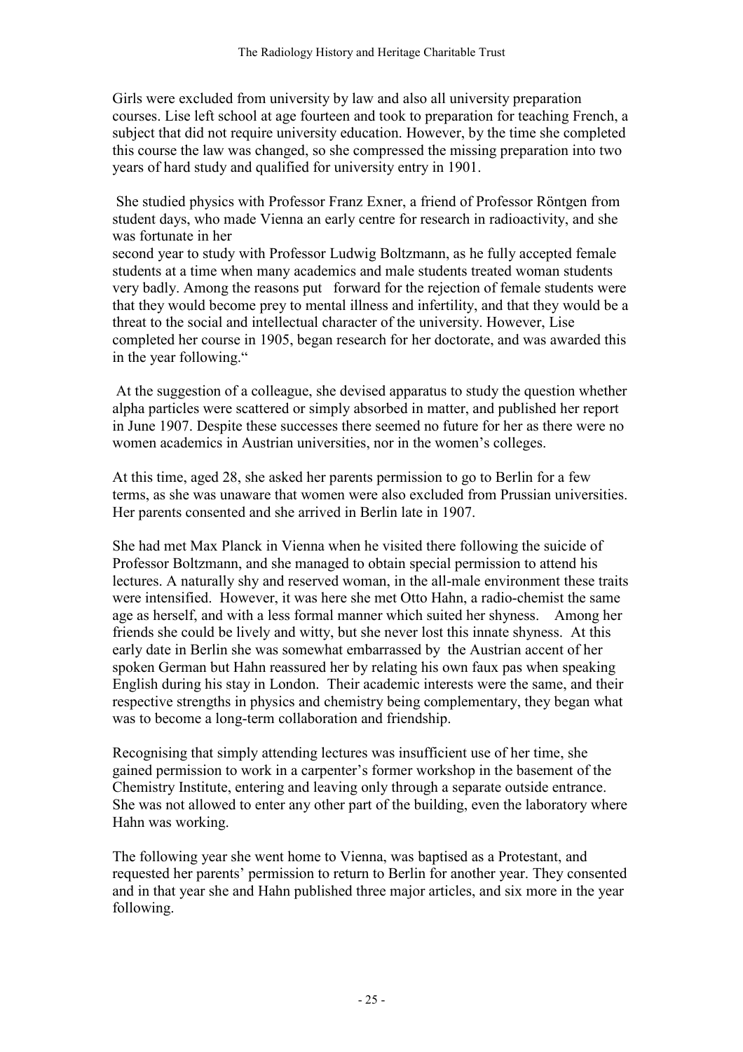Girls were excluded from university by law and also all university preparation courses. Lise left school at age fourteen and took to preparation for teaching French, a subject that did not require university education. However, by the time she completed this course the law was changed, so she compressed the missing preparation into two years of hard study and qualified for university entry in 1901.

She studied physics with Professor Franz Exner, a friend of Professor Röntgen from student days, who made Vienna an early centre for research in radioactivity, and she was fortunate in her second year to study with Professor Ludwig Boltzmann, as he fully accepted female students at a time when many academics and male students treated woman students very badly. Among the reasons put forward for the rejection of female students were that they would become prey to mental illness and infertility, and that they would be a threat to the social and intellectual character of the university. However, Lise completed her course in 1905, began research for her doctorate, and was awarded this in the year following."

At the suggestion of a colleague, she devised apparatus to study the question whether alpha particles were scattered or simply absorbed in matter, and published her report in June 1907. Despite these successes there seemed no future for her as there were no women academics in Austrian universities, nor in the women's colleges.

At this time, aged 28, she asked her parents permission to go to Berlin for a few terms, as she was unaware that women were also excluded from Prussian universities. Her parents consented and she arrived in Berlin late in 1907.

She had met Max Planck in Vienna when he visited there following the suicide of Professor Boltzmann, and she managed to obtain special permission to attend his lectures. A naturally shy and reserved woman, in the all-male environment these traits were intensified. However, it was here she met Otto Hahn, a radio-chemist the same age as herself, and with a less formal manner which suited her shyness. Among her friends she could be lively and witty, but she never lost this innate shyness. At this early date in Berlin she was somewhat embarrassed by the Austrian accent of her spoken German but Hahn reassured her by relating his own faux pas when speaking English during his stay in London. Their academic interests were the same, and their respective strengths in physics and chemistry being complementary, they began what was to become a long-term collaboration and friendship.

Recognising that simply attending lectures was insufficient use of her time, she gained permission to work in a carpenter's former workshop in the basement of the Chemistry Institute, entering and leaving only through a separate outside entrance. She was not allowed to enter any other part of the building, even the laboratory where Hahn was working.

The following year she went home to Vienna, was baptised as a Protestant, and requested her parents' permission to return to Berlin for another year. They consented and in that year she and Hahn published three major articles, and six more in the year following.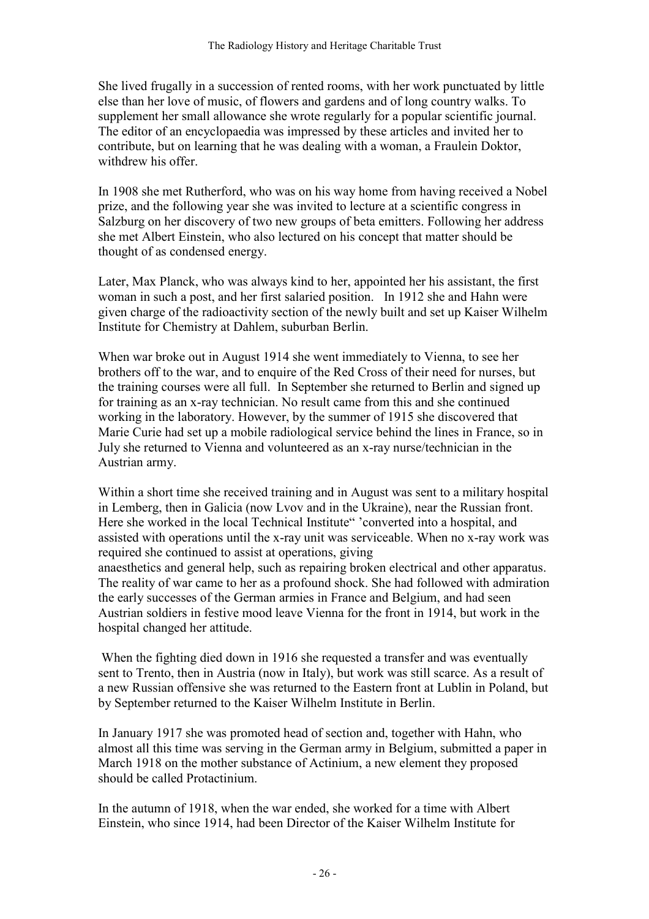She lived frugally in a succession of rented rooms, with her work punctuated by little else than her love of music, of flowers and gardens and of long country walks. To supplement her small allowance she wrote regularly for a popular scientific journal. The editor of an encyclopaedia was impressed by these articles and invited her to contribute, but on learning that he was dealing with a woman, a Fraulein Doktor, withdrew his offer.

In 1908 she met Rutherford, who was on his way home from having received a Nobel prize, and the following year she was invited to lecture at a scientific congress in Salzburg on her discovery of two new groups of beta emitters. Following her address she met Albert Einstein, who also lectured on his concept that matter should be thought of as condensed energy.

Later, Max Planck, who was always kind to her, appointed her his assistant, the first woman in such a post, and her first salaried position. In 1912 she and Hahn were given charge of the radioactivity section of the newly built and set up Kaiser Wilhelm Institute for Chemistry at Dahlem, suburban Berlin.

When war broke out in August 1914 she went immediately to Vienna, to see her brothers off to the war, and to enquire of the Red Cross of their need for nurses, but the training courses were all full. In September she returned to Berlin and signed up for training as an x-ray technician. No result came from this and she continued working in the laboratory. However, by the summer of 1915 she discovered that Marie Curie had set up a mobile radiological service behind the lines in France, so in July she returned to Vienna and volunteered as an x-ray nurse/technician in the Austrian army.

Within a short time she received training and in August was sent to a military hospital in Lemberg, then in Galicia (now Lvov and in the Ukraine), near the Russian front. Here she worked in the local Technical Institute" 'converted into a hospital, and assisted with operations until the x-ray unit was serviceable. When no x-ray work was required she continued to assist at operations, giving anaesthetics and general help, such as repairing broken electrical and other apparatus. The reality of war came to her as a profound shock. She had followed with admiration the early successes of the German armies in France and Belgium, and had seen Austrian soldiers in festive mood leave Vienna for the front in 1914, but work in the hospital changed her attitude.

When the fighting died down in 1916 she requested a transfer and was eventually sent to Trento, then in Austria (now in Italy), but work was still scarce. As a result of a new Russian offensive she was returned to the Eastern front at Lublin in Poland, but by September returned to the Kaiser Wilhelm Institute in Berlin.

In January 1917 she was promoted head of section and, together with Hahn, who almost all this time was serving in the German army in Belgium, submitted a paper in March 1918 on the mother substance of Actinium, a new element they proposed should be called Protactinium.

In the autumn of 1918, when the war ended, she worked for a time with Albert Einstein, who since 1914, had been Director of the Kaiser Wilhelm Institute for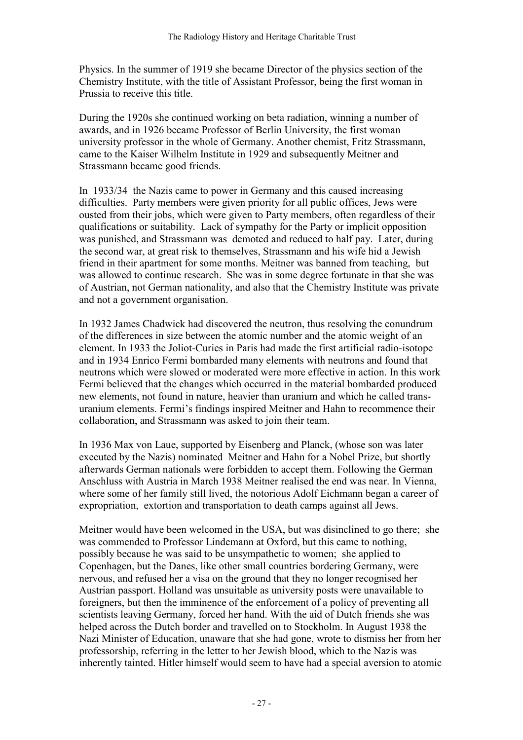Physics. In the summer of 1919 she became Director of the physics section of the Chemistry Institute, with the title of Assistant Professor, being the first woman in Prussia to receive this title.

During the 1920s she continued working on beta radiation, winning a number of awards, and in 1926 became Professor of Berlin University, the first woman university professor in the whole of Germany. Another chemist, Fritz Strassmann, came to the Kaiser Wilhelm Institute in 1929 and subsequently Meitner and Strassmann became good friends.

In 1933/34 the Nazis came to power in Germany and this caused increasing difficulties. Party members were given priority for all public offices, Jews were ousted from their jobs, which were given to Party members, often regardless of their qualifications or suitability. Lack of sympathy for the Party or implicit opposition was punished, and Strassmann was demoted and reduced to half pay. Later, during the second war, at great risk to themselves, Strassmann and his wife hid a Jewish friend in their apartment for some months. Meitner was banned from teaching, but was allowed to continue research. She was in some degree fortunate in that she was of Austrian, not German nationality, and also that the Chemistry Institute was private and not a government organisation.

In 1932 James Chadwick had discovered the neutron, thus resolving the conundrum of the differences in size between the atomic number and the atomic weight of an element. In 1933 the Joliot-Curies in Paris had made the first artificial radio-isotope and in 1934 Enrico Fermi bombarded many elements with neutrons and found that neutrons which were slowed or moderated were more effective in action. In this work Fermi believed that the changes which occurred in the material bombarded produced new elements, not found in nature, heavier than uranium and which he called trans-uranium elements. Fermi's findings inspired Meitner and Hahn to recommence their collaboration, and Strassmann was asked to join their team.

In 1936 Max von Laue, supported by Eisenberg and Planck, (whose son was later executed by the Nazis) nominated Meitner and Hahn for a Nobel Prize, but shortly afterwards German nationals were forbidden to accept them. Following the German Anschluss with Austria in March 1938 Meitner realised the end was near. In Vienna, where some of her family still lived, the notorious Adolf Eichmann began a career of expropriation, extortion and transportation to death camps against all Jews.

Meitner would have been welcomed in the USA, but was disinclined to go there; she was commended to Professor Lindemann at Oxford, but this came to nothing, possibly because he was said to be unsympathetic to women; she applied to Copenhagen, but the Danes, like other small countries bordering Germany, were nervous, and refused her a visa on the ground that they no longer recognised her Austrian passport. Holland was unsuitable as university posts were unavailable to foreigners, but then the imminence of the enforcement of a policy of preventing all scientists leaving Germany, forced her hand. With the aid of Dutch friends she was helped across the Dutch border and travelled on to Stockholm. In August 1938 the Nazi Minister of Education, unaware that she had gone, wrote to dismiss her from her professorship, referring in the letter to her Jewish blood, which to the Nazis was inherently tainted. Hitler himself would seem to have had a special aversion to atomic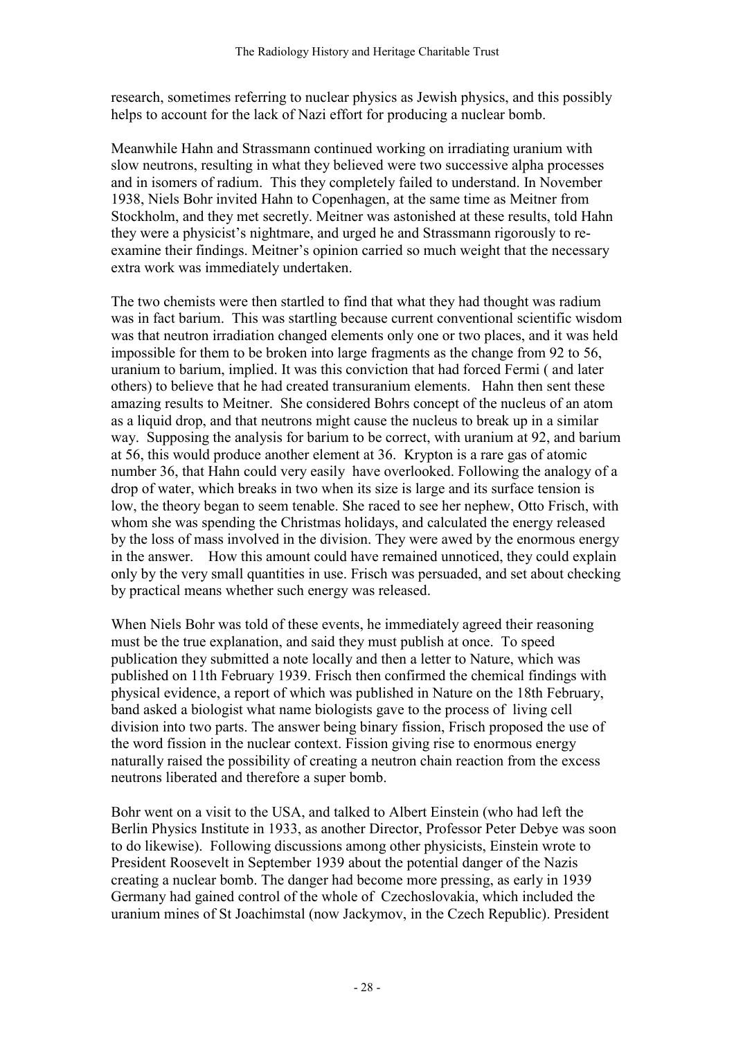research, sometimes referring to nuclear physics as Jewish physics, and this possibly helps to account for the lack of Nazi effort for producing a nuclear bomb.

Meanwhile Hahn and Strassmann continued working on irradiating uranium with slow neutrons, resulting in what they believed were two successive alpha processes and in isomers of radium. This they completely failed to understand. In November 1938, Niels Bohr invited Hahn to Copenhagen, at the same time as Meitner from Stockholm, and they met secretly. Meitner was astonished at these results, told Hahn they were a physicist's nightmare, and urged he and Strassmann rigorously to re-examine their findings. Meitner's opinion carried so much weight that the necessary extra work was immediately undertaken.

The two chemists were then startled to find that what they had thought was radium was in fact barium. This was startling because current conventional scientific wisdom was that neutron irradiation changed elements only one or two places, and it was held impossible for them to be broken into large fragments as the change from 92 to 56, uranium to barium, implied. It was this conviction that had forced Fermi ( and later others) to believe that he had created transuranium elements. Hahn then sent these amazing results to Meitner. She considered Bohrs concept of the nucleus of an atom as a liquid drop, and that neutrons might cause the nucleus to break up in a similar way. Supposing the analysis for barium to be correct, with uranium at 92, and barium at 56, this would produce another element at 36. Krypton is a rare gas of atomic number 36, that Hahn could very easily have overlooked. Following the analogy of a drop of water, which breaks in two when its size is large and its surface tension is low, the theory began to seem tenable. She raced to see her nephew, Otto Frisch, with whom she was spending the Christmas holidays, and calculated the energy released by the loss of mass involved in the division. They were awed by the enormous energy in the answer. How this amount could have remained unnoticed, they could explain only by the very small quantities in use. Frisch was persuaded, and set about checking by practical means whether such energy was released.

When Niels Bohr was told of these events, he immediately agreed their reasoning must be the true explanation, and said they must publish at once. To speed publication they submitted a note locally and then a letter to Nature, which was published on 11th February 1939. Frisch then confirmed the chemical findings with physical evidence, a report of which was published in Nature on the 18th February, band asked a biologist what name biologists gave to the process of living cell division into two parts. The answer being binary fission, Frisch proposed the use of the word fission in the nuclear context. Fission giving rise to enormous energy naturally raised the possibility of creating a neutron chain reaction from the excess neutrons liberated and therefore a super bomb.

Bohr went on a visit to the USA, and talked to Albert Einstein (who had left the Berlin Physics Institute in 1933, as another Director, Professor Peter Debye was soon to do likewise). Following discussions among other physicists, Einstein wrote to President Roosevelt in September 1939 about the potential danger of the Nazis creating a nuclear bomb. The danger had become more pressing, as early in 1939 Germany had gained control of the whole of Czechoslovakia, which included the uranium mines of St Joachimstal (now Jackymov, in the Czech Republic). President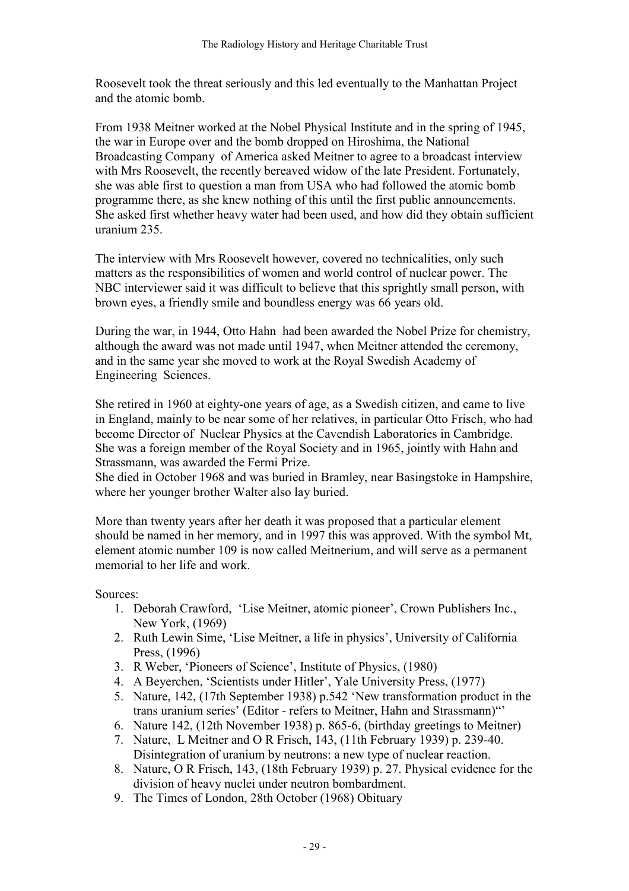Roosevelt took the threat seriously and this led eventually to the Manhattan Project and the atomic bomb.

From 1938 Meitner worked at the Nobel Physical Institute and in the spring of 1945, the war in Europe over and the bomb dropped on Hiroshima, the National Broadcasting Company of America asked Meitner to agree to a broadcast interview with Mrs Roosevelt, the recently bereaved widow of the late President. Fortunately, she was able first to question a man from USA who had followed the atomic bomb programme there, as she knew nothing of this until the first public announcements. She asked first whether heavy water had been used, and how did they obtain sufficient uranium 235.

The interview with Mrs Roosevelt however, covered no technicalities, only such matters as the responsibilities of women and world control of nuclear power. The NBC interviewer said it was difficult to believe that this sprightly small person, with brown eyes, a friendly smile and boundless energy was 66 years old.

During the war, in 1944, Otto Hahn had been awarded the Nobel Prize for chemistry, although the award was not made until 1947, when Meitner attended the ceremony, and in the same year she moved to work at the Royal Swedish Academy of Engineering Sciences.

She retired in 1960 at eighty-one years of age, as a Swedish citizen, and came to live in England, mainly to be near some of her relatives, in particular Otto Frisch, who had become Director of Nuclear Physics at the Cavendish Laboratories in Cambridge. She was a foreign member of the Royal Society and in 1965, jointly with Hahn and Strassmann, was awarded the Fermi Prize.
She died in October 1968 and was buried in Bramley, near Basingstoke in Hampshire, where her younger brother Walter also lay buried.

More than twenty years after her death it was proposed that a particular element should be named in her memory, and in 1997 this was approved. With the symbol Mt, element atomic number 109 is now called Meitnerium, and will serve as a permanent memorial to her life and work.

Sources:

1. Deborah Crawford, 'Lise Meitner, atomic pioneer', Crown Publishers Inc., New York, (1969)
2. Ruth Lewin Sime, 'Lise Meitner, a life in physics', University of California Press, (1996)
3. R Weber, 'Pioneers of Science', Institute of Physics, (1980)
4. A Beyerchen, 'Scientists under Hitler', Yale University Press, (1977)
5. Nature, 142, (17th September 1938) p.542 'New transformation product in the trans uranium series' (Editor - refers to Meitner, Hahn and Strassmann)"'
6. Nature 142, (12th November 1938) p. 865-6, (birthday greetings to Meitner)
7. Nature, L Meitner and O R Frisch, 143, (11th February 1939) p. 239-40. Disintegration of uranium by neutrons: a new type of nuclear reaction.
8. Nature, O R Frisch, 143, (18th February 1939) p. 27. Physical evidence for the division of heavy nuclei under neutron bombardment.
9. The Times of London, 28th October (1968) Obituary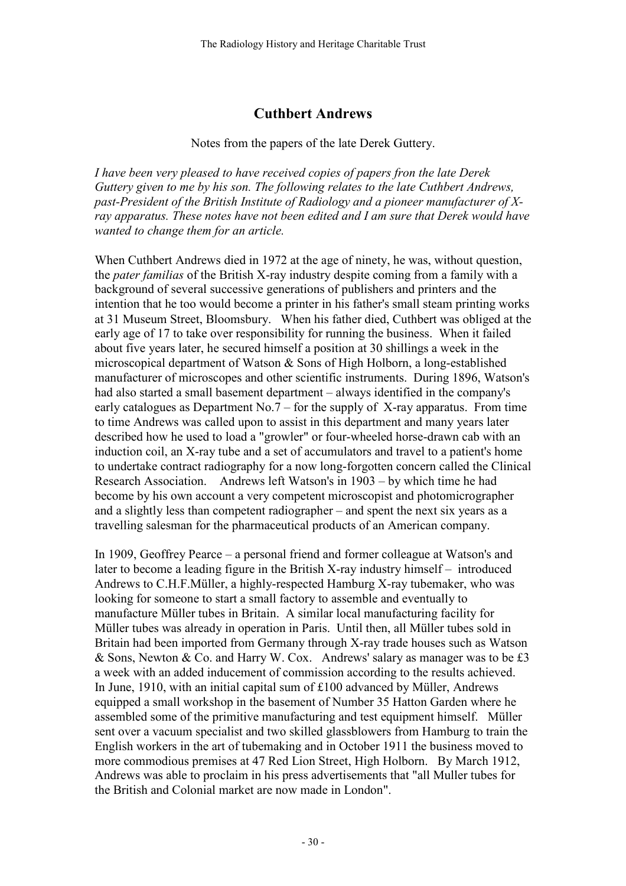# Cuthbert Andrews

Notes from the papers of the late Derek Guttery.

*I have been very pleased to have received copies of papers fron the late Derek Guttery given to me by his son. The following relates to the late Cuthbert Andrews, past-President of the British Institute of Radiology and a pioneer manufacturer of X-ray apparatus. These notes have not been edited and I am sure that Derek would have wanted to change them for an article.*

When Cuthbert Andrews died in 1972 at the age of ninety, he was, without question, the *pater familias* of the British X-ray industry despite coming from a family with a background of several successive generations of publishers and printers and the intention that he too would become a printer in his father's small steam printing works at 31 Museum Street, Bloomsbury. When his father died, Cuthbert was obliged at the early age of 17 to take over responsibility for running the business. When it failed about five years later, he secured himself a position at 30 shillings a week in the microscopical department of Watson & Sons of High Holborn, a long-established manufacturer of microscopes and other scientific instruments. During 1896, Watson's had also started a small basement department – always identified in the company's early catalogues as Department No.7 – for the supply of X-ray apparatus. From time to time Andrews was called upon to assist in this department and many years later described how he used to load a "growler" or four-wheeled horse-drawn cab with an induction coil, an X-ray tube and a set of accumulators and travel to a patient's home to undertake contract radiography for a now long-forgotten concern called the Clinical Research Association. Andrews left Watson's in 1903 – by which time he had become by his own account a very competent microscopist and photomicrographer and a slightly less than competent radiographer – and spent the next six years as a travelling salesman for the pharmaceutical products of an American company.

In 1909, Geoffrey Pearce – a personal friend and former colleague at Watson's and later to become a leading figure in the British X-ray industry himself – introduced Andrews to C.H.F.Müller, a highly-respected Hamburg X-ray tubemaker, who was looking for someone to start a small factory to assemble and eventually to manufacture Müller tubes in Britain. A similar local manufacturing facility for Müller tubes was already in operation in Paris. Until then, all Müller tubes sold in Britain had been imported from Germany through X-ray trade houses such as Watson & Sons, Newton & Co. and Harry W. Cox. Andrews' salary as manager was to be £3 a week with an added inducement of commission according to the results achieved. In June, 1910, with an initial capital sum of £100 advanced by Müller, Andrews equipped a small workshop in the basement of Number 35 Hatton Garden where he assembled some of the primitive manufacturing and test equipment himself. Müller sent over a vacuum specialist and two skilled glassblowers from Hamburg to train the English workers in the art of tubemaking and in October 1911 the business moved to more commodious premises at 47 Red Lion Street, High Holborn. By March 1912, Andrews was able to proclaim in his press advertisements that "all Muller tubes for the British and Colonial market are now made in London".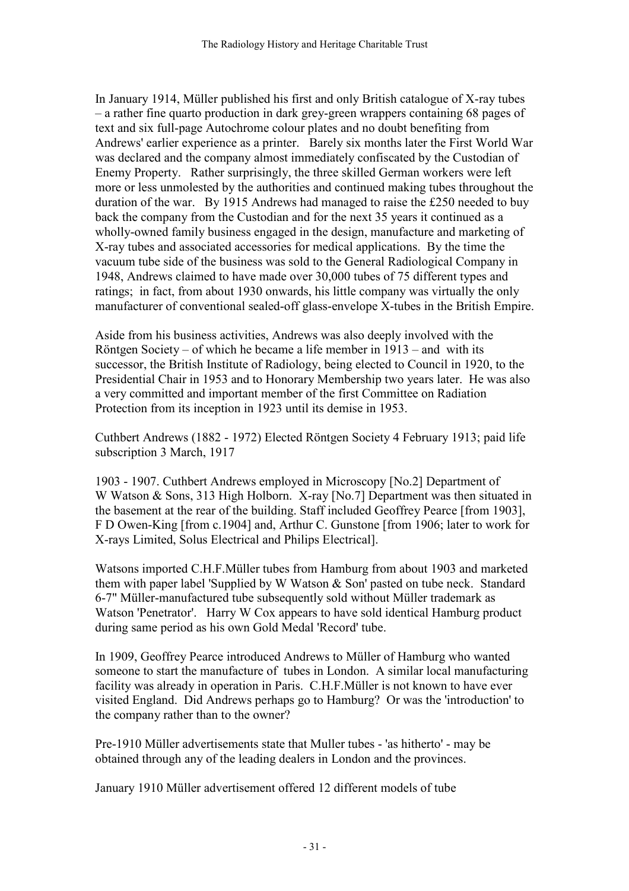In January 1914, Müller published his first and only British catalogue of X-ray tubes – a rather fine quarto production in dark grey-green wrappers containing 68 pages of text and six full-page Autochrome colour plates and no doubt benefiting from Andrews' earlier experience as a printer. Barely six months later the First World War was declared and the company almost immediately confiscated by the Custodian of Enemy Property. Rather surprisingly, the three skilled German workers were left more or less unmolested by the authorities and continued making tubes throughout the duration of the war. By 1915 Andrews had managed to raise the £250 needed to buy back the company from the Custodian and for the next 35 years it continued as a wholly-owned family business engaged in the design, manufacture and marketing of X-ray tubes and associated accessories for medical applications. By the time the vacuum tube side of the business was sold to the General Radiological Company in 1948, Andrews claimed to have made over 30,000 tubes of 75 different types and ratings; in fact, from about 1930 onwards, his little company was virtually the only manufacturer of conventional sealed-off glass-envelope X-tubes in the British Empire.

Aside from his business activities, Andrews was also deeply involved with the Röntgen Society – of which he became a life member in 1913 – and with its successor, the British Institute of Radiology, being elected to Council in 1920, to the Presidential Chair in 1953 and to Honorary Membership two years later. He was also a very committed and important member of the first Committee on Radiation Protection from its inception in 1923 until its demise in 1953.

Cuthbert Andrews (1882 - 1972) Elected Röntgen Society 4 February 1913; paid life subscription 3 March, 1917

1903 - 1907. Cuthbert Andrews employed in Microscopy [No.2] Department of W Watson & Sons, 313 High Holborn. X-ray [No.7] Department was then situated in the basement at the rear of the building. Staff included Geoffrey Pearce [from 1903], F D Owen-King [from c.1904] and, Arthur C. Gunstone [from 1906; later to work for X-rays Limited, Solus Electrical and Philips Electrical].

Watsons imported C.H.F.Müller tubes from Hamburg from about 1903 and marketed them with paper label 'Supplied by W Watson & Son' pasted on tube neck. Standard 6-7" Müller-manufactured tube subsequently sold without Müller trademark as Watson 'Penetrator'. Harry W Cox appears to have sold identical Hamburg product during same period as his own Gold Medal 'Record' tube.

In 1909, Geoffrey Pearce introduced Andrews to Müller of Hamburg who wanted someone to start the manufacture of tubes in London. A similar local manufacturing facility was already in operation in Paris. C.H.F.Müller is not known to have ever visited England. Did Andrews perhaps go to Hamburg? Or was the 'introduction' to the company rather than to the owner?

Pre-1910 Müller advertisements state that Muller tubes - 'as hitherto' - may be obtained through any of the leading dealers in London and the provinces.

January 1910 Müller advertisement offered 12 different models of tube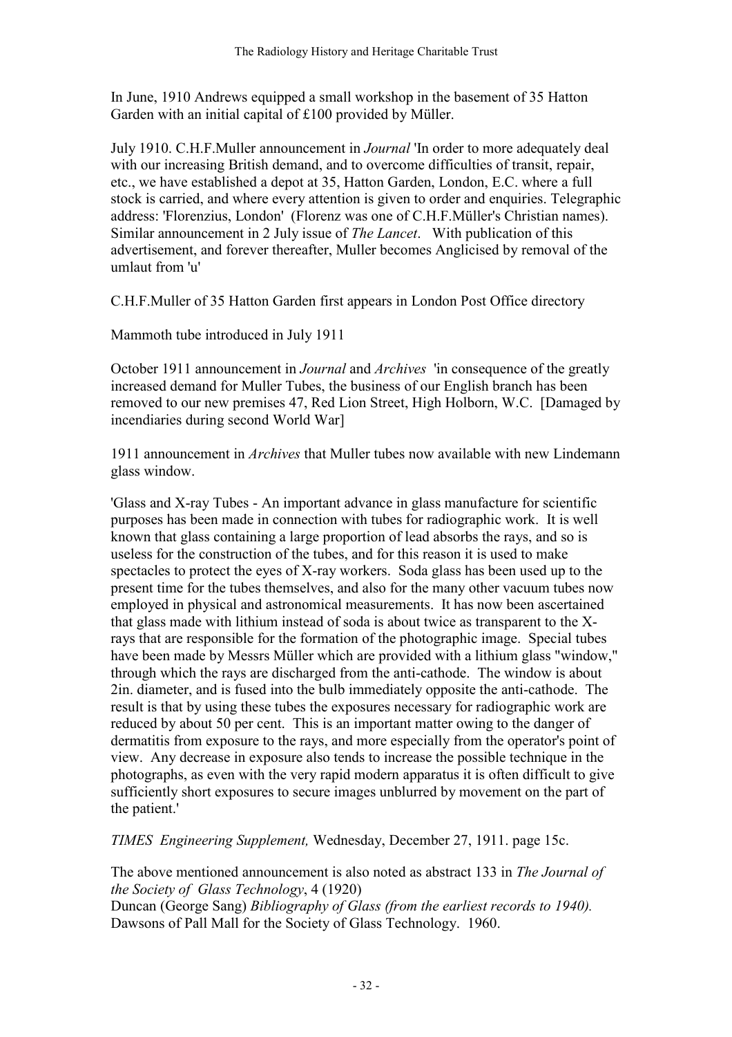In June, 1910 Andrews equipped a small workshop in the basement of 35 Hatton Garden with an initial capital of £100 provided by Müller.

July 1910. C.H.F.Muller announcement in *Journal* 'In order to more adequately deal with our increasing British demand, and to overcome difficulties of transit, repair, etc., we have established a depot at 35, Hatton Garden, London, E.C. where a full stock is carried, and where every attention is given to order and enquiries. Telegraphic address: 'Florenzius, London' (Florenz was one of C.H.F.Müller's Christian names). Similar announcement in 2 July issue of *The Lancet*. With publication of this advertisement, and forever thereafter, Muller becomes Anglicised by removal of the umlaut from 'u'

C.H.F.Muller of 35 Hatton Garden first appears in London Post Office directory

Mammoth tube introduced in July 1911

October 1911 announcement in *Journal* and *Archives* 'in consequence of the greatly increased demand for Muller Tubes, the business of our English branch has been removed to our new premises 47, Red Lion Street, High Holborn, W.C. [Damaged by incendiaries during second World War]

1911 announcement in *Archives* that Muller tubes now available with new Lindemann glass window.

'Glass and X-ray Tubes - An important advance in glass manufacture for scientific purposes has been made in connection with tubes for radiographic work. It is well known that glass containing a large proportion of lead absorbs the rays, and so is useless for the construction of the tubes, and for this reason it is used to make spectacles to protect the eyes of X-ray workers. Soda glass has been used up to the present time for the tubes themselves, and also for the many other vacuum tubes now employed in physical and astronomical measurements. It has now been ascertained that glass made with lithium instead of soda is about twice as transparent to the X-rays that are responsible for the formation of the photographic image. Special tubes have been made by Messrs Müller which are provided with a lithium glass "window," through which the rays are discharged from the anti-cathode. The window is about 2in. diameter, and is fused into the bulb immediately opposite the anti-cathode. The result is that by using these tubes the exposures necessary for radiographic work are reduced by about 50 per cent. This is an important matter owing to the danger of dermatitis from exposure to the rays, and more especially from the operator's point of view. Any decrease in exposure also tends to increase the possible technique in the photographs, as even with the very rapid modern apparatus it is often difficult to give sufficiently short exposures to secure images unblurred by movement on the part of the patient.'

*TIMES Engineering Supplement,* Wednesday, December 27, 1911. page 15c.

The above mentioned announcement is also noted as abstract 133 in *The Journal of the Society of Glass Technology*, 4 (1920)
Duncan (George Sang) *Bibliography of Glass (from the earliest records to 1940).* Dawsons of Pall Mall for the Society of Glass Technology. 1960.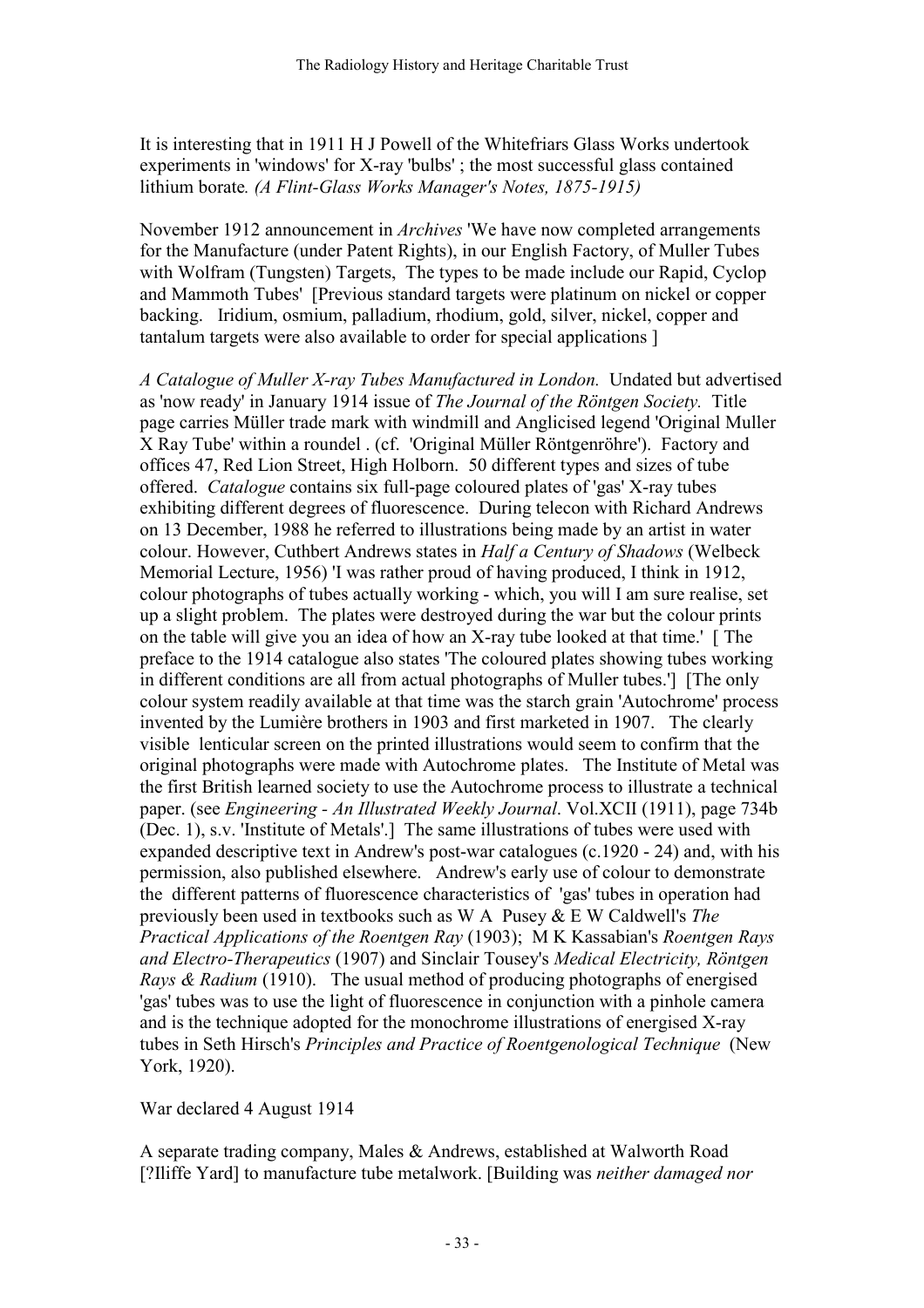It is interesting that in 1911 H J Powell of the Whitefriars Glass Works undertook experiments in 'windows' for X-ray 'bulbs' ; the most successful glass contained lithium borate*. (A Flint-Glass Works Manager's Notes, 1875-1915)*

November 1912 announcement in *Archives* 'We have now completed arrangements for the Manufacture (under Patent Rights), in our English Factory, of Muller Tubes with Wolfram (Tungsten) Targets, The types to be made include our Rapid, Cyclop and Mammoth Tubes' [Previous standard targets were platinum on nickel or copper backing. Iridium, osmium, palladium, rhodium, gold, silver, nickel, copper and tantalum targets were also available to order for special applications ]

*A Catalogue of Muller X-ray Tubes Manufactured in London.* Undated but advertised as 'now ready' in January 1914 issue of *The Journal of the Röntgen Society.* Title page carries Müller trade mark with windmill and Anglicised legend 'Original Muller X Ray Tube' within a roundel . (cf. 'Original Müller Röntgenröhre'). Factory and offices 47, Red Lion Street, High Holborn. 50 different types and sizes of tube offered. *Catalogue* contains six full-page coloured plates of 'gas' X-ray tubes exhibiting different degrees of fluorescence. During telecon with Richard Andrews on 13 December, 1988 he referred to illustrations being made by an artist in water colour. However, Cuthbert Andrews states in *Half a Century of Shadows* (Welbeck Memorial Lecture, 1956) 'I was rather proud of having produced, I think in 1912, colour photographs of tubes actually working - which, you will I am sure realise, set up a slight problem. The plates were destroyed during the war but the colour prints on the table will give you an idea of how an X-ray tube looked at that time.' [ The preface to the 1914 catalogue also states 'The coloured plates showing tubes working in different conditions are all from actual photographs of Muller tubes.'] [The only colour system readily available at that time was the starch grain 'Autochrome' process invented by the Lumière brothers in 1903 and first marketed in 1907. The clearly visible lenticular screen on the printed illustrations would seem to confirm that the original photographs were made with Autochrome plates. The Institute of Metal was the first British learned society to use the Autochrome process to illustrate a technical paper. (see *Engineering - An Illustrated Weekly Journal*. Vol.XCII (1911), page 734b (Dec. 1), s.v. 'Institute of Metals'.] The same illustrations of tubes were used with expanded descriptive text in Andrew's post-war catalogues (c.1920 - 24) and, with his permission, also published elsewhere. Andrew's early use of colour to demonstrate the different patterns of fluorescence characteristics of 'gas' tubes in operation had previously been used in textbooks such as W A Pusey & E W Caldwell's *The Practical Applications of the Roentgen Ray* (1903); M K Kassabian's *Roentgen Rays and Electro-Therapeutics* (1907) and Sinclair Tousey's *Medical Electricity, Röntgen Rays & Radium* (1910). The usual method of producing photographs of energised 'gas' tubes was to use the light of fluorescence in conjunction with a pinhole camera and is the technique adopted for the monochrome illustrations of energised X-ray tubes in Seth Hirsch's *Principles and Practice of Roentgenological Technique* (New York, 1920).

War declared 4 August 1914

A separate trading company, Males & Andrews, established at Walworth Road [?Iliffe Yard] to manufacture tube metalwork. [Building was *neither damaged nor*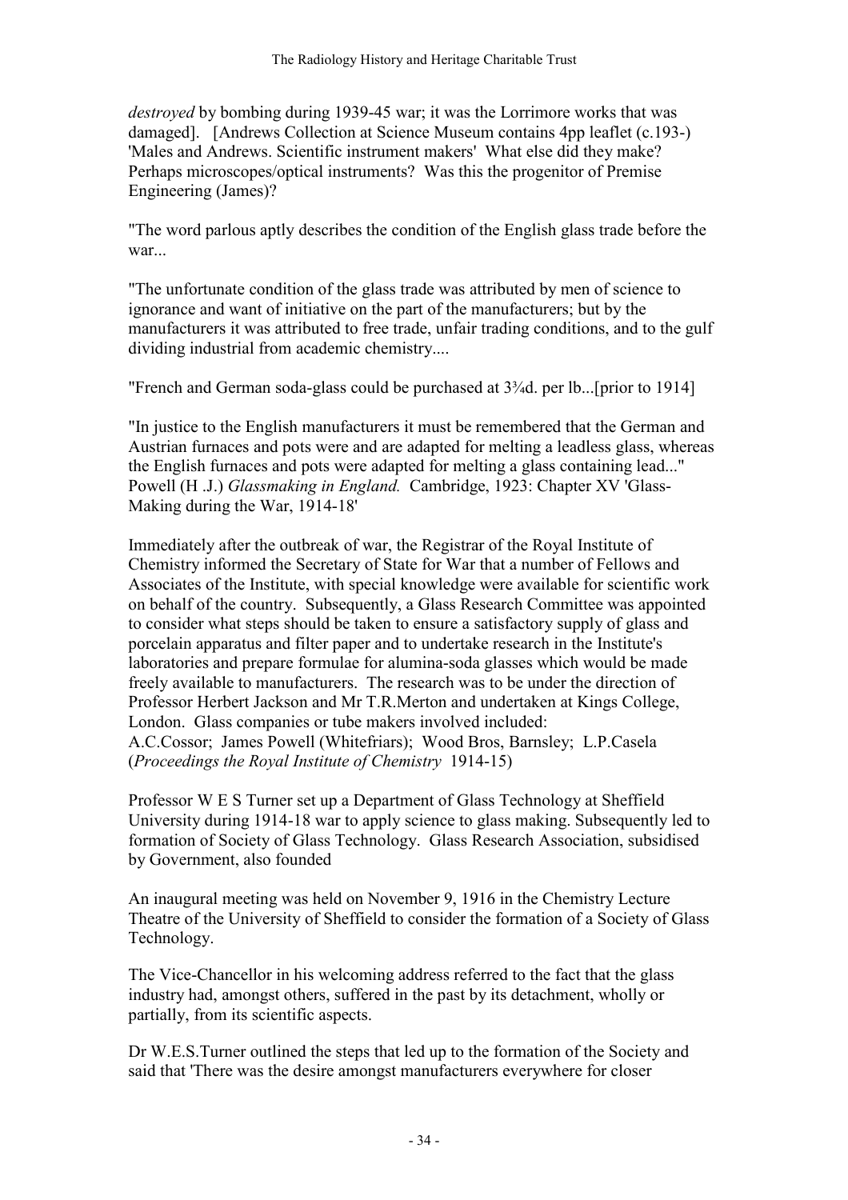*destroyed* by bombing during 1939-45 war; it was the Lorrimore works that was damaged]. [Andrews Collection at Science Museum contains 4pp leaflet (c.193-) 'Males and Andrews. Scientific instrument makers' What else did they make? Perhaps microscopes/optical instruments? Was this the progenitor of Premise Engineering (James)?

"The word parlous aptly describes the condition of the English glass trade before the war...

"The unfortunate condition of the glass trade was attributed by men of science to ignorance and want of initiative on the part of the manufacturers; but by the manufacturers it was attributed to free trade, unfair trading conditions, and to the gulf dividing industrial from academic chemistry....

"French and German soda-glass could be purchased at 3¾d. per lb...[prior to 1914]

"In justice to the English manufacturers it must be remembered that the German and Austrian furnaces and pots were and are adapted for melting a leadless glass, whereas the English furnaces and pots were adapted for melting a glass containing lead..." Powell (H .J.) *Glassmaking in England.* Cambridge, 1923: Chapter XV 'Glass-Making during the War, 1914-18'

Immediately after the outbreak of war, the Registrar of the Royal Institute of Chemistry informed the Secretary of State for War that a number of Fellows and Associates of the Institute, with special knowledge were available for scientific work on behalf of the country. Subsequently, a Glass Research Committee was appointed to consider what steps should be taken to ensure a satisfactory supply of glass and porcelain apparatus and filter paper and to undertake research in the Institute's laboratories and prepare formulae for alumina-soda glasses which would be made freely available to manufacturers. The research was to be under the direction of Professor Herbert Jackson and Mr T.R.Merton and undertaken at Kings College, London. Glass companies or tube makers involved included:
A.C.Cossor; James Powell (Whitefriars); Wood Bros, Barnsley; L.P.Casela (*Proceedings the Royal Institute of Chemistry* 1914-15)

Professor W E S Turner set up a Department of Glass Technology at Sheffield University during 1914-18 war to apply science to glass making. Subsequently led to formation of Society of Glass Technology. Glass Research Association, subsidised by Government, also founded

An inaugural meeting was held on November 9, 1916 in the Chemistry Lecture Theatre of the University of Sheffield to consider the formation of a Society of Glass Technology.

The Vice-Chancellor in his welcoming address referred to the fact that the glass industry had, amongst others, suffered in the past by its detachment, wholly or partially, from its scientific aspects.

Dr W.E.S.Turner outlined the steps that led up to the formation of the Society and said that 'There was the desire amongst manufacturers everywhere for closer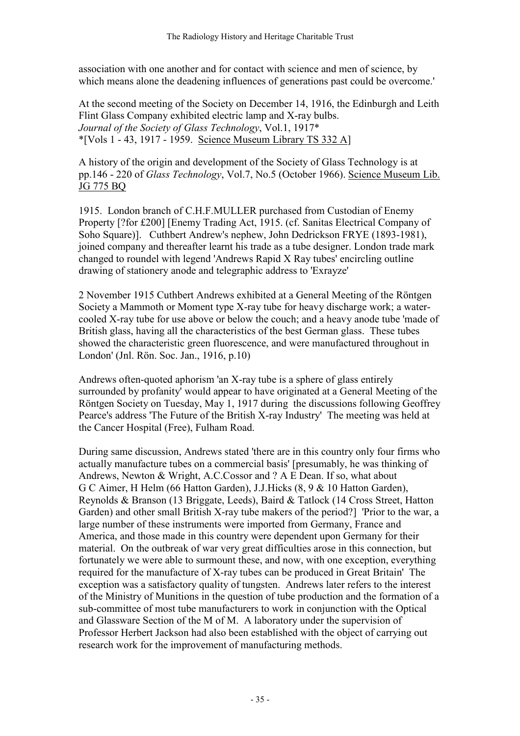association with one another and for contact with science and men of science, by which means alone the deadening influences of generations past could be overcome.'

At the second meeting of the Society on December 14, 1916, the Edinburgh and Leith Flint Glass Company exhibited electric lamp and X-ray bulbs.
*Journal of the Society of Glass Technology*, Vol.1, 1917*
*[Vols 1 - 43, 1917 - 1959. Science Museum Library TS 332 A]

A history of the origin and development of the Society of Glass Technology is at pp.146 - 220 of *Glass Technology*, Vol.7, No.5 (October 1966). Science Museum Lib. JG 775 BQ

1915. London branch of C.H.F.MULLER purchased from Custodian of Enemy Property [?for £200] [Enemy Trading Act, 1915. (cf. Sanitas Electrical Company of Soho Square)]. Cuthbert Andrew's nephew, John Dedrickson FRYE (1893-1981), joined company and thereafter learnt his trade as a tube designer. London trade mark changed to roundel with legend 'Andrews Rapid X Ray tubes' encircling outline drawing of stationery anode and telegraphic address to 'Exrayze'

2 November 1915 Cuthbert Andrews exhibited at a General Meeting of the Röntgen Society a Mammoth or Moment type X-ray tube for heavy discharge work; a water-cooled X-ray tube for use above or below the couch; and a heavy anode tube 'made of British glass, having all the characteristics of the best German glass. These tubes showed the characteristic green fluorescence, and were manufactured throughout in London' (Jnl. Rön. Soc. Jan., 1916, p.10)

Andrews often-quoted aphorism 'an X-ray tube is a sphere of glass entirely surrounded by profanity' would appear to have originated at a General Meeting of the Röntgen Society on Tuesday, May 1, 1917 during the discussions following Geoffrey Pearce's address 'The Future of the British X-ray Industry' The meeting was held at the Cancer Hospital (Free), Fulham Road.

During same discussion, Andrews stated 'there are in this country only four firms who actually manufacture tubes on a commercial basis' [presumably, he was thinking of Andrews, Newton & Wright, A.C.Cossor and ? A E Dean. If so, what about G C Aimer, H Helm (66 Hatton Garden), J.J.Hicks (8, 9 & 10 Hatton Garden), Reynolds & Branson (13 Briggate, Leeds), Baird & Tatlock (14 Cross Street, Hatton Garden) and other small British X-ray tube makers of the period?] 'Prior to the war, a large number of these instruments were imported from Germany, France and America, and those made in this country were dependent upon Germany for their material. On the outbreak of war very great difficulties arose in this connection, but fortunately we were able to surmount these, and now, with one exception, everything required for the manufacture of X-ray tubes can be produced in Great Britain' The exception was a satisfactory quality of tungsten. Andrews later refers to the interest of the Ministry of Munitions in the question of tube production and the formation of a sub-committee of most tube manufacturers to work in conjunction with the Optical and Glassware Section of the M of M. A laboratory under the supervision of Professor Herbert Jackson had also been established with the object of carrying out research work for the improvement of manufacturing methods.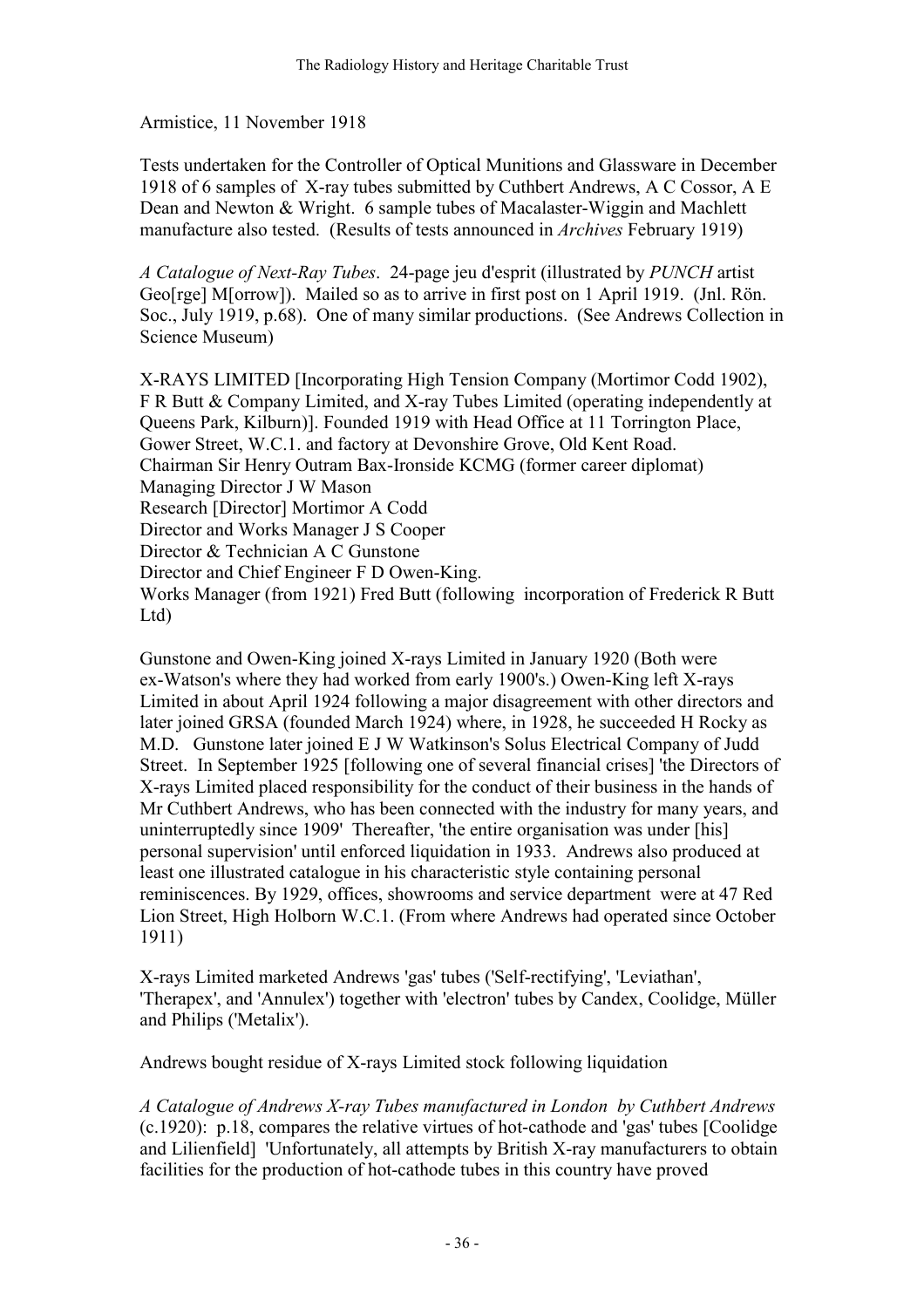Armistice, 11 November 1918

Tests undertaken for the Controller of Optical Munitions and Glassware in December 1918 of 6 samples of X-ray tubes submitted by Cuthbert Andrews, A C Cossor, A E Dean and Newton & Wright. 6 sample tubes of Macalaster-Wiggin and Machlett manufacture also tested. (Results of tests announced in *Archives* February 1919)

*A Catalogue of Next-Ray Tubes*. 24-page jeu d'esprit (illustrated by *PUNCH* artist Geo[rge] M[orrow]). Mailed so as to arrive in first post on 1 April 1919. (Jnl. Rön. Soc., July 1919, p.68). One of many similar productions. (See Andrews Collection in Science Museum)

X-RAYS LIMITED [Incorporating High Tension Company (Mortimor Codd 1902), F R Butt & Company Limited, and X-ray Tubes Limited (operating independently at Queens Park, Kilburn)]. Founded 1919 with Head Office at 11 Torrington Place, Gower Street, W.C.1. and factory at Devonshire Grove, Old Kent Road.
Chairman Sir Henry Outram Bax-Ironside KCMG (former career diplomat)
Managing Director J W Mason
Research [Director] Mortimor A Codd
Director and Works Manager J S Cooper
Director & Technician A C Gunstone
Director and Chief Engineer F D Owen-King.
Works Manager (from 1921) Fred Butt (following incorporation of Frederick R Butt Ltd)

Gunstone and Owen-King joined X-rays Limited in January 1920 (Both were ex-Watson's where they had worked from early 1900's.) Owen-King left X-rays Limited in about April 1924 following a major disagreement with other directors and later joined GRSA (founded March 1924) where, in 1928, he succeeded H Rocky as M.D. Gunstone later joined E J W Watkinson's Solus Electrical Company of Judd Street. In September 1925 [following one of several financial crises] 'the Directors of X-rays Limited placed responsibility for the conduct of their business in the hands of Mr Cuthbert Andrews, who has been connected with the industry for many years, and uninterruptedly since 1909' Thereafter, 'the entire organisation was under [his] personal supervision' until enforced liquidation in 1933. Andrews also produced at least one illustrated catalogue in his characteristic style containing personal reminiscences. By 1929, offices, showrooms and service department were at 47 Red Lion Street, High Holborn W.C.1. (From where Andrews had operated since October 1911)

X-rays Limited marketed Andrews 'gas' tubes ('Self-rectifying', 'Leviathan', 'Therapex', and 'Annulex') together with 'electron' tubes by Candex, Coolidge, Müller and Philips ('Metalix').

Andrews bought residue of X-rays Limited stock following liquidation

*A Catalogue of Andrews X-ray Tubes manufactured in London by Cuthbert Andrews* (c.1920): p.18, compares the relative virtues of hot-cathode and 'gas' tubes [Coolidge and Lilienfield] 'Unfortunately, all attempts by British X-ray manufacturers to obtain facilities for the production of hot-cathode tubes in this country have proved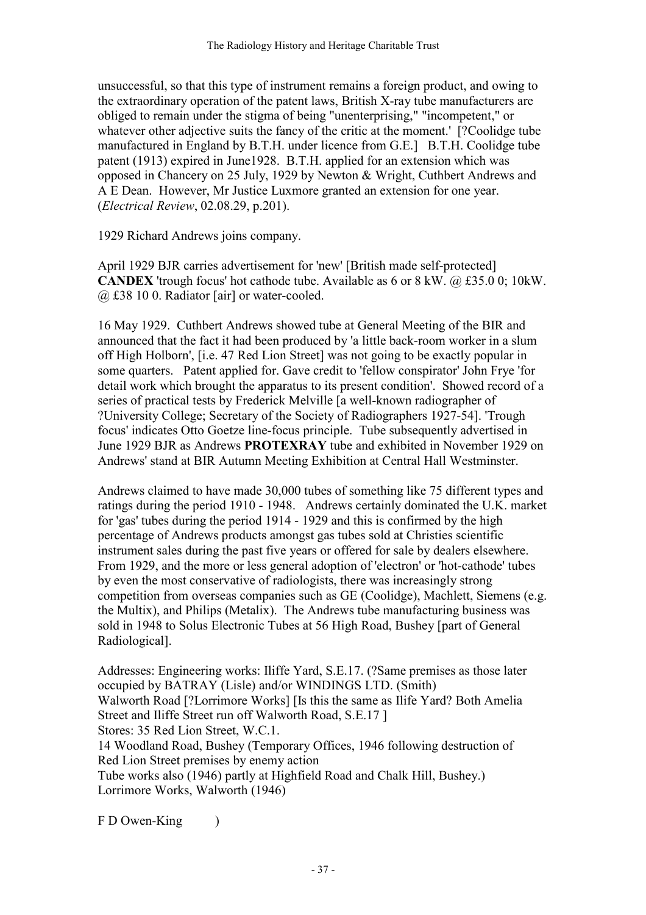unsuccessful, so that this type of instrument remains a foreign product, and owing to the extraordinary operation of the patent laws, British X-ray tube manufacturers are obliged to remain under the stigma of being "unenterprising," "incompetent," or whatever other adjective suits the fancy of the critic at the moment.' [?Coolidge tube manufactured in England by B.T.H. under licence from G.E.] B.T.H. Coolidge tube patent (1913) expired in June1928. B.T.H. applied for an extension which was opposed in Chancery on 25 July, 1929 by Newton & Wright, Cuthbert Andrews and A E Dean. However, Mr Justice Luxmore granted an extension for one year. (*Electrical Review*, 02.08.29, p.201).

1929 Richard Andrews joins company.

April 1929 BJR carries advertisement for 'new' [British made self-protected] **CANDEX** 'trough focus' hot cathode tube. Available as 6 or 8 kW. @ £35.0 0; 10kW. @ £38 10 0. Radiator [air] or water-cooled.

16 May 1929. Cuthbert Andrews showed tube at General Meeting of the BIR and announced that the fact it had been produced by 'a little back-room worker in a slum off High Holborn', [i.e. 47 Red Lion Street] was not going to be exactly popular in some quarters. Patent applied for. Gave credit to 'fellow conspirator' John Frye 'for detail work which brought the apparatus to its present condition'. Showed record of a series of practical tests by Frederick Melville [a well-known radiographer of ?University College; Secretary of the Society of Radiographers 1927-54]. 'Trough focus' indicates Otto Goetze line-focus principle. Tube subsequently advertised in June 1929 BJR as Andrews **PROTEXRAY** tube and exhibited in November 1929 on Andrews' stand at BIR Autumn Meeting Exhibition at Central Hall Westminster.

Andrews claimed to have made 30,000 tubes of something like 75 different types and ratings during the period 1910 - 1948. Andrews certainly dominated the U.K. market for 'gas' tubes during the period 1914 - 1929 and this is confirmed by the high percentage of Andrews products amongst gas tubes sold at Christies scientific instrument sales during the past five years or offered for sale by dealers elsewhere. From 1929, and the more or less general adoption of 'electron' or 'hot-cathode' tubes by even the most conservative of radiologists, there was increasingly strong competition from overseas companies such as GE (Coolidge), Machlett, Siemens (e.g. the Multix), and Philips (Metalix). The Andrews tube manufacturing business was sold in 1948 to Solus Electronic Tubes at 56 High Road, Bushey [part of General Radiological].

Addresses: Engineering works: Iliffe Yard, S.E.17. (?Same premises as those later occupied by BATRAY (Lisle) and/or WINDINGS LTD. (Smith)
Walworth Road [?Lorrimore Works] [Is this the same as Ilife Yard? Both Amelia Street and Iliffe Street run off Walworth Road, S.E.17 ]
Stores: 35 Red Lion Street, W.C.1.
14 Woodland Road, Bushey (Temporary Offices, 1946 following destruction of Red Lion Street premises by enemy action
Tube works also (1946) partly at Highfield Road and Chalk Hill, Bushey.)
Lorrimore Works, Walworth (1946)

F D Owen-King )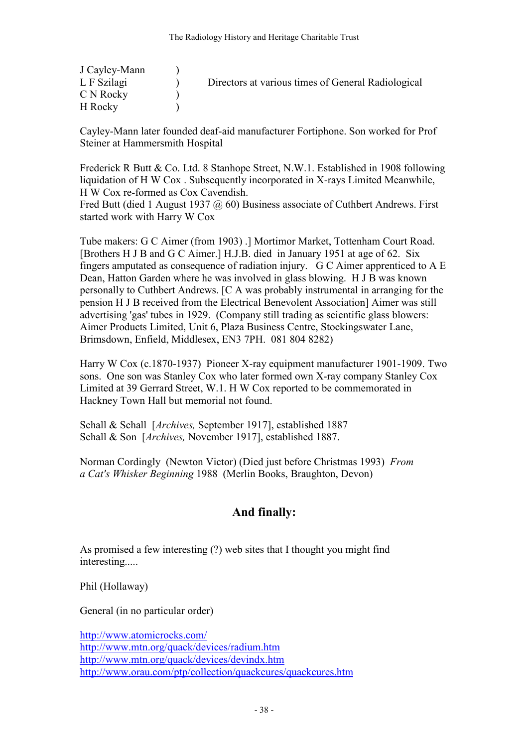J Cayley-Mann )
L F Szilagi ) Directors at various times of General Radiological
C N Rocky )
H Rocky )

Cayley-Mann later founded deaf-aid manufacturer Fortiphone. Son worked for Prof Steiner at Hammersmith Hospital

Frederick R Butt & Co. Ltd. 8 Stanhope Street, N.W.1. Established in 1908 following liquidation of H W Cox . Subsequently incorporated in X-rays Limited Meanwhile, H W Cox re-formed as Cox Cavendish.
Fred Butt (died 1 August 1937 @ 60) Business associate of Cuthbert Andrews. First started work with Harry W Cox

Tube makers: G C Aimer (from 1903) .] Mortimor Market, Tottenham Court Road. [Brothers H J B and G C Aimer.] H.J.B. died in January 1951 at age of 62. Six fingers amputated as consequence of radiation injury. G C Aimer apprenticed to A E Dean, Hatton Garden where he was involved in glass blowing. H J B was known personally to Cuthbert Andrews. [C A was probably instrumental in arranging for the pension H J B received from the Electrical Benevolent Association] Aimer was still advertising 'gas' tubes in 1929. (Company still trading as scientific glass blowers: Aimer Products Limited, Unit 6, Plaza Business Centre, Stockingswater Lane, Brimsdown, Enfield, Middlesex, EN3 7PH. 081 804 8282)

Harry W Cox (c.1870-1937) Pioneer X-ray equipment manufacturer 1901-1909. Two sons. One son was Stanley Cox who later formed own X-ray company Stanley Cox Limited at 39 Gerrard Street, W.1. H W Cox reported to be commemorated in Hackney Town Hall but memorial not found.

Schall & Schall [*Archives,* September 1917], established 1887
Schall & Son [*Archives,* November 1917], established 1887.

Norman Cordingly (Newton Victor) (Died just before Christmas 1993) *From a Cat's Whisker Beginning* 1988 (Merlin Books, Braughton, Devon)

## And finally:

As promised a few interesting (?) web sites that I thought you might find interesting.....

Phil (Hollaway)

General (in no particular order)

http://www.atomicrocks.com/
http://www.mtn.org/quack/devices/radium.htm
http://www.mtn.org/quack/devices/devindx.htm
http://www.orau.com/ptp/collection/quackcures/quackcures.htm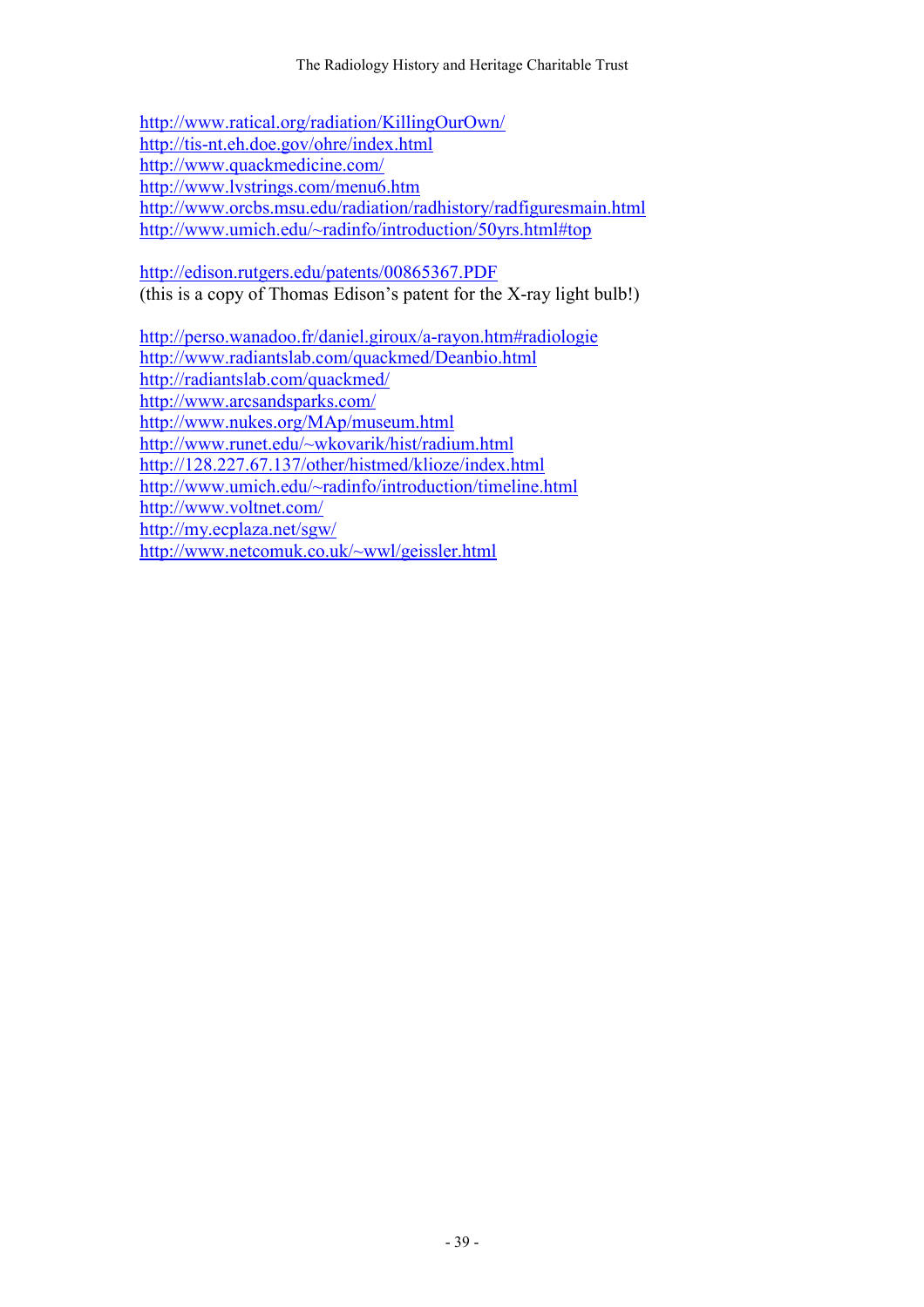http://www.ratical.org/radiation/KillingOurOwn/
http://tis-nt.eh.doe.gov/ohre/index.html
http://www.quackmedicine.com/
http://www.lvstrings.com/menu6.htm
http://www.orcbs.msu.edu/radiation/radhistory/radfiguresmain.html
http://www.umich.edu/~radinfo/introduction/50yrs.html#top

http://edison.rutgers.edu/patents/00865367.PDF
(this is a copy of Thomas Edison's patent for the X-ray light bulb!)

http://perso.wanadoo.fr/daniel.giroux/a-rayon.htm#radiologie
http://www.radiantslab.com/quackmed/Deanbio.html
http://radiantslab.com/quackmed/
http://www.arcsandsparks.com/
http://www.nukes.org/MAp/museum.html
http://www.runet.edu/~wkovarik/hist/radium.html
http://128.227.67.137/other/histmed/klioze/index.html
http://www.umich.edu/~radinfo/introduction/timeline.html
http://www.voltnet.com/
http://my.ecplaza.net/sgw/
http://www.netcomuk.co.uk/~wwl/geissler.html